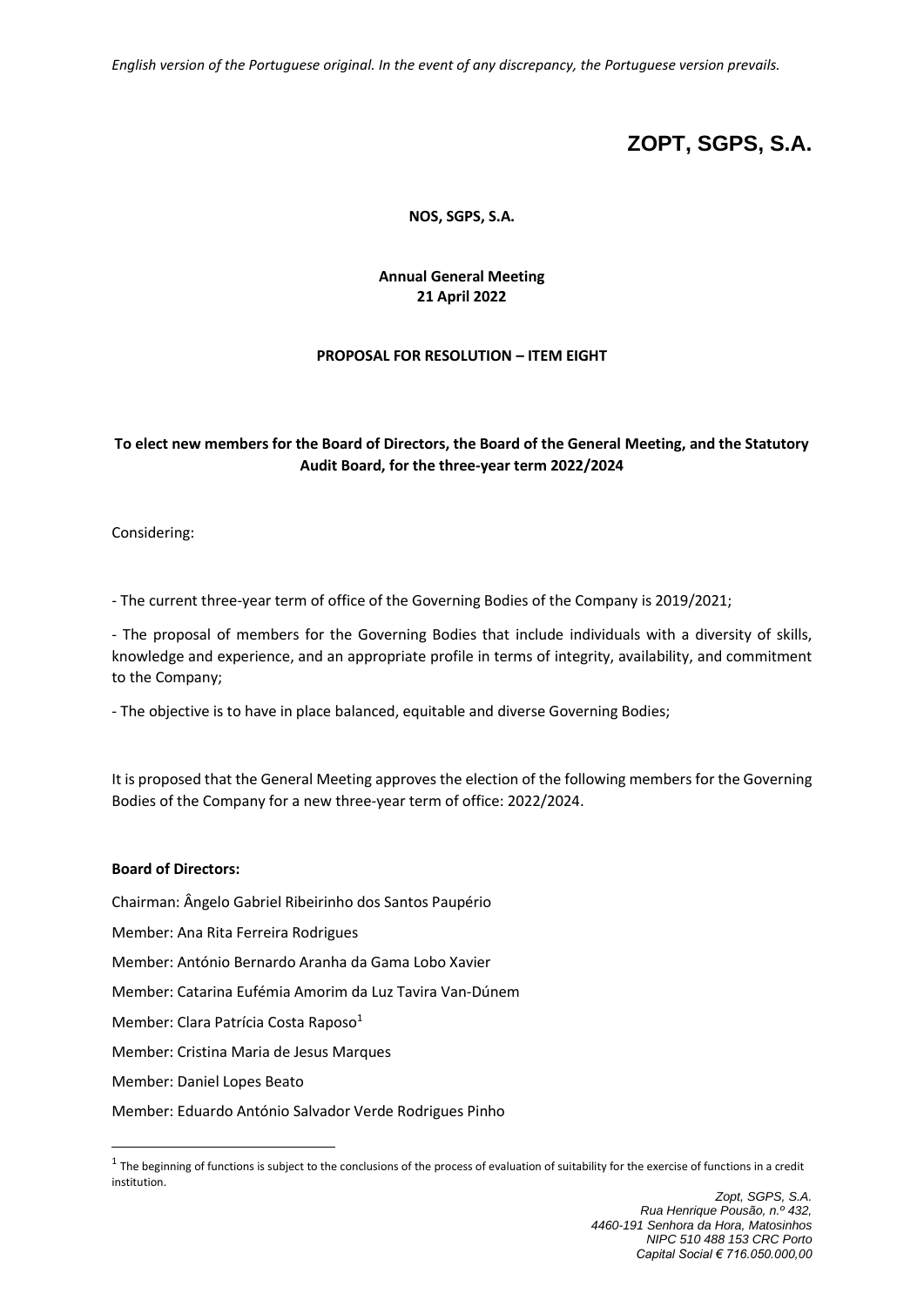*English version of the Portuguese original. In the event of any discrepancy, the Portuguese version prevails.*

# ZOPT, SGPS, S.A.

**NOS, SGPS, S.A.**

**Annual General Meeting**
**21 April 2022**

**PROPOSAL FOR RESOLUTION – ITEM EIGHT**

**To elect new members for the Board of Directors, the Board of the General Meeting, and the Statutory Audit Board, for the three-year term 2022/2024**

Considering:

- The current three-year term of office of the Governing Bodies of the Company is 2019/2021;

- The proposal of members for the Governing Bodies that include individuals with a diversity of skills, knowledge and experience, and an appropriate profile in terms of integrity, availability, and commitment to the Company;

- The objective is to have in place balanced, equitable and diverse Governing Bodies;

It is proposed that the General Meeting approves the election of the following members for the Governing Bodies of the Company for a new three-year term of office: 2022/2024.

**Board of Directors:**

Chairman: Ângelo Gabriel Ribeirinho dos Santos Paupério

Member: Ana Rita Ferreira Rodrigues

Member: António Bernardo Aranha da Gama Lobo Xavier

Member: Catarina Eufémia Amorim da Luz Tavira Van-Dúnem

Member: Clara Patrícia Costa Raposo[1]

Member: Cristina Maria de Jesus Marques

Member: Daniel Lopes Beato

Member: Eduardo António Salvador Verde Rodrigues Pinho

[1] The beginning of functions is subject to the conclusions of the process of evaluation of suitability for the exercise of functions in a credit institution.

*Zopt, SGPS, S.A.*
*Rua Henrique Pousão, n.º 432,*
*4460-191 Senhora da Hora, Matosinhos*
*NIPC 510 488 153 CRC Porto*
*Capital Social € 716.050.000,00*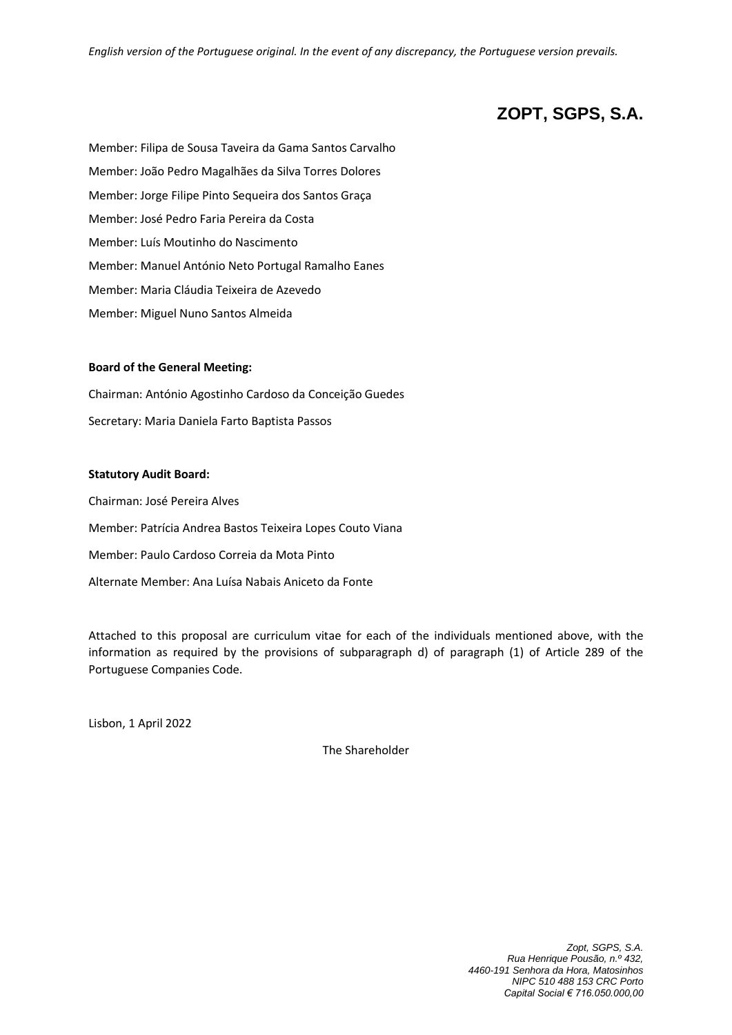*English version of the Portuguese original. In the event of any discrepancy, the Portuguese version prevails.*

# ZOPT, SGPS, S.A.

Member: Filipa de Sousa Taveira da Gama Santos Carvalho

Member: João Pedro Magalhães da Silva Torres Dolores

Member: Jorge Filipe Pinto Sequeira dos Santos Graça

Member: José Pedro Faria Pereira da Costa

Member: Luís Moutinho do Nascimento

Member: Manuel António Neto Portugal Ramalho Eanes

Member: Maria Cláudia Teixeira de Azevedo

Member: Miguel Nuno Santos Almeida

**Board of the General Meeting:**

Chairman: António Agostinho Cardoso da Conceição Guedes

Secretary: Maria Daniela Farto Baptista Passos

**Statutory Audit Board:**

Chairman: José Pereira Alves

Member: Patrícia Andrea Bastos Teixeira Lopes Couto Viana

Member: Paulo Cardoso Correia da Mota Pinto

Alternate Member: Ana Luísa Nabais Aniceto da Fonte

Attached to this proposal are curriculum vitae for each of the individuals mentioned above, with the information as required by the provisions of subparagraph d) of paragraph (1) of Article 289 of the Portuguese Companies Code.

Lisbon, 1 April 2022

The Shareholder

*Zopt, SGPS, S.A.*
*Rua Henrique Pousão, n.º 432,*
*4460-191 Senhora da Hora, Matosinhos*
*NIPC 510 488 153 CRC Porto*
*Capital Social € 716.050.000,00*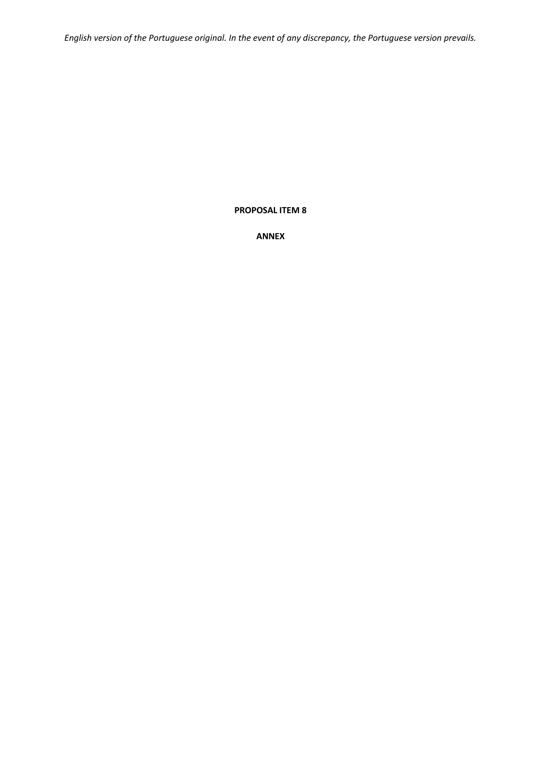*English version of the Portuguese original. In the event of any discrepancy, the Portuguese version prevails.*

**PROPOSAL ITEM 8**

**ANNEX**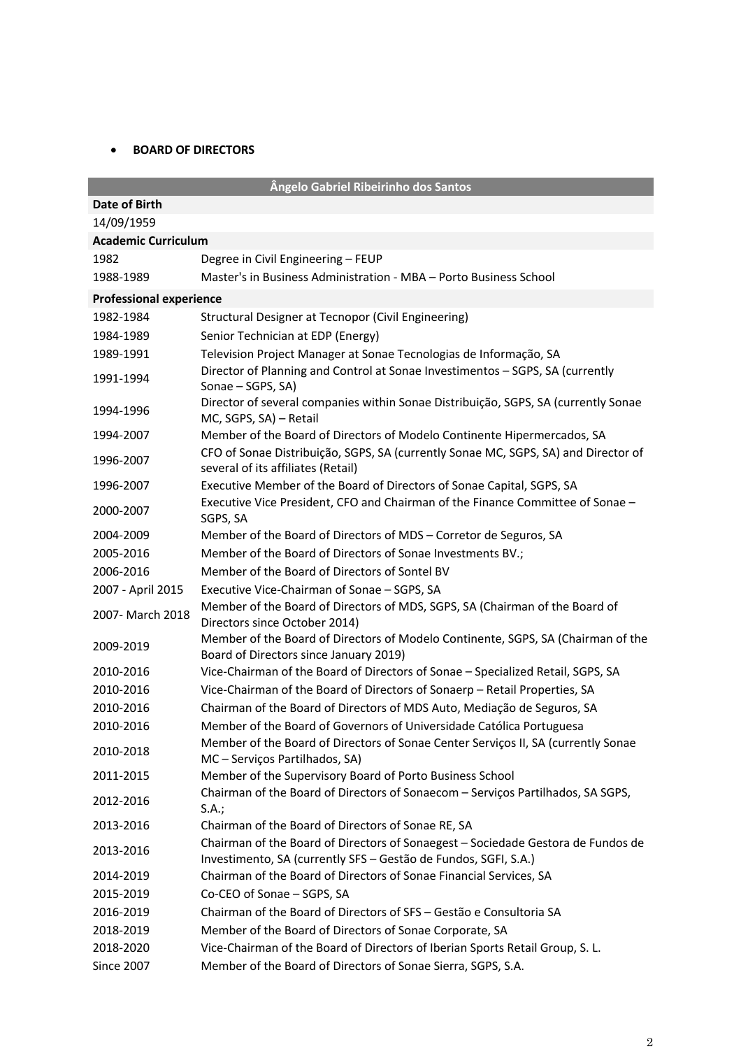- **BOARD OF DIRECTORS**

| Ângelo Gabriel Ribeirinho dos Santos | |
|---|---|
| **Date of Birth** | |
| 14/09/1959 | |
| **Academic Curriculum** | |
| 1982 | Degree in Civil Engineering – FEUP |
| 1988-1989 | Master's in Business Administration - MBA – Porto Business School |
| **Professional experience** | |
| 1982-1984 | Structural Designer at Tecnopor (Civil Engineering) |
| 1984-1989 | Senior Technician at EDP (Energy) |
| 1989-1991 | Television Project Manager at Sonae Tecnologias de Informação, SA |
| 1991-1994 | Director of Planning and Control at Sonae Investimentos – SGPS, SA (currently Sonae – SGPS, SA) |
| 1994-1996 | Director of several companies within Sonae Distribuição, SGPS, SA (currently Sonae MC, SGPS, SA) – Retail |
| 1994-2007 | Member of the Board of Directors of Modelo Continente Hipermercados, SA |
| 1996-2007 | CFO of Sonae Distribuição, SGPS, SA (currently Sonae MC, SGPS, SA) and Director of several of its affiliates (Retail) |
| 1996-2007 | Executive Member of the Board of Directors of Sonae Capital, SGPS, SA |
| 2000-2007 | Executive Vice President, CFO and Chairman of the Finance Committee of Sonae – SGPS, SA |
| 2004-2009 | Member of the Board of Directors of MDS – Corretor de Seguros, SA |
| 2005-2016 | Member of the Board of Directors of Sonae Investments BV.; |
| 2006-2016 | Member of the Board of Directors of Sontel BV |
| 2007 - April 2015 | Executive Vice-Chairman of Sonae – SGPS, SA |
| 2007- March 2018 | Member of the Board of Directors of MDS, SGPS, SA (Chairman of the Board of Directors since October 2014) |
| 2009-2019 | Member of the Board of Directors of Modelo Continente, SGPS, SA (Chairman of the Board of Directors since January 2019) |
| 2010-2016 | Vice-Chairman of the Board of Directors of Sonae – Specialized Retail, SGPS, SA |
| 2010-2016 | Vice-Chairman of the Board of Directors of Sonaerp – Retail Properties, SA |
| 2010-2016 | Chairman of the Board of Directors of MDS Auto, Mediação de Seguros, SA |
| 2010-2016 | Member of the Board of Governors of Universidade Católica Portuguesa |
| 2010-2018 | Member of the Board of Directors of Sonae Center Serviços II, SA (currently Sonae MC – Serviços Partilhados, SA) |
| 2011-2015 | Member of the Supervisory Board of Porto Business School |
| 2012-2016 | Chairman of the Board of Directors of Sonaecom – Serviços Partilhados, SA SGPS, S.A.; |
| 2013-2016 | Chairman of the Board of Directors of Sonae RE, SA |
| 2013-2016 | Chairman of the Board of Directors of Sonaegest – Sociedade Gestora de Fundos de Investimento, SA (currently SFS – Gestão de Fundos, SGFI, S.A.) |
| 2014-2019 | Chairman of the Board of Directors of Sonae Financial Services, SA |
| 2015-2019 | Co-CEO of Sonae – SGPS, SA |
| 2016-2019 | Chairman of the Board of Directors of SFS – Gestão e Consultoria SA |
| 2018-2019 | Member of the Board of Directors of Sonae Corporate, SA |
| 2018-2020 | Vice-Chairman of the Board of Directors of Iberian Sports Retail Group, S. L. |
| Since 2007 | Member of the Board of Directors of Sonae Sierra, SGPS, S.A. |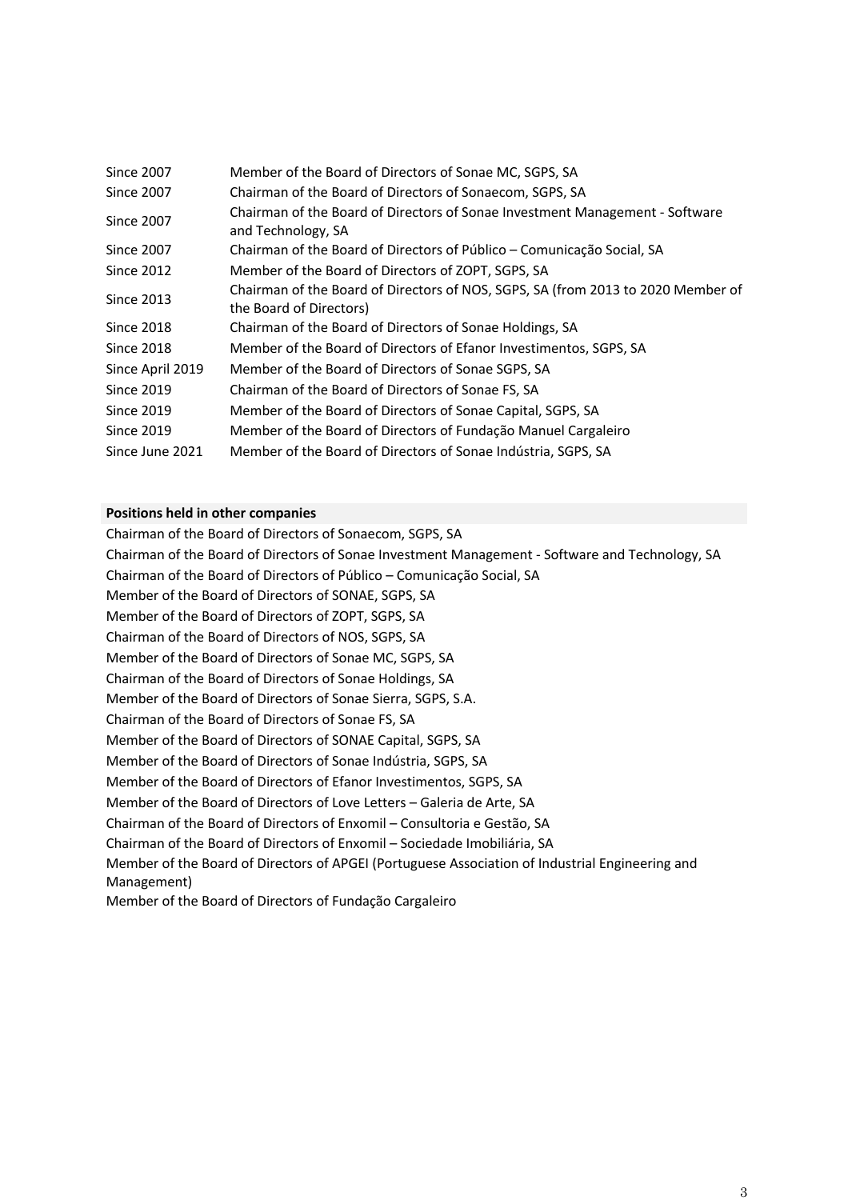| | |
|---|---|
| Since 2007 | Member of the Board of Directors of Sonae MC, SGPS, SA |
| Since 2007 | Chairman of the Board of Directors of Sonaecom, SGPS, SA |
| Since 2007 | Chairman of the Board of Directors of Sonae Investment Management - Software and Technology, SA |
| Since 2007 | Chairman of the Board of Directors of Público – Comunicação Social, SA |
| Since 2012 | Member of the Board of Directors of ZOPT, SGPS, SA |
| Since 2013 | Chairman of the Board of Directors of NOS, SGPS, SA (from 2013 to 2020 Member of the Board of Directors) |
| Since 2018 | Chairman of the Board of Directors of Sonae Holdings, SA |
| Since 2018 | Member of the Board of Directors of Efanor Investimentos, SGPS, SA |
| Since April 2019 | Member of the Board of Directors of Sonae SGPS, SA |
| Since 2019 | Chairman of the Board of Directors of Sonae FS, SA |
| Since 2019 | Member of the Board of Directors of Sonae Capital, SGPS, SA |
| Since 2019 | Member of the Board of Directors of Fundação Manuel Cargaleiro |
| Since June 2021 | Member of the Board of Directors of Sonae Indústria, SGPS, SA |

**Positions held in other companies**

Chairman of the Board of Directors of Sonaecom, SGPS, SA

Chairman of the Board of Directors of Sonae Investment Management - Software and Technology, SA

Chairman of the Board of Directors of Público – Comunicação Social, SA

Member of the Board of Directors of SONAE, SGPS, SA

Member of the Board of Directors of ZOPT, SGPS, SA

Chairman of the Board of Directors of NOS, SGPS, SA

Member of the Board of Directors of Sonae MC, SGPS, SA

Chairman of the Board of Directors of Sonae Holdings, SA

Member of the Board of Directors of Sonae Sierra, SGPS, S.A.

Chairman of the Board of Directors of Sonae FS, SA

Member of the Board of Directors of SONAE Capital, SGPS, SA

Member of the Board of Directors of Sonae Indústria, SGPS, SA

Member of the Board of Directors of Efanor Investimentos, SGPS, SA

Member of the Board of Directors of Love Letters – Galeria de Arte, SA

Chairman of the Board of Directors of Enxomil – Consultoria e Gestão, SA

Chairman of the Board of Directors of Enxomil – Sociedade Imobiliária, SA

Member of the Board of Directors of APGEI (Portuguese Association of Industrial Engineering and Management)

Member of the Board of Directors of Fundação Cargaleiro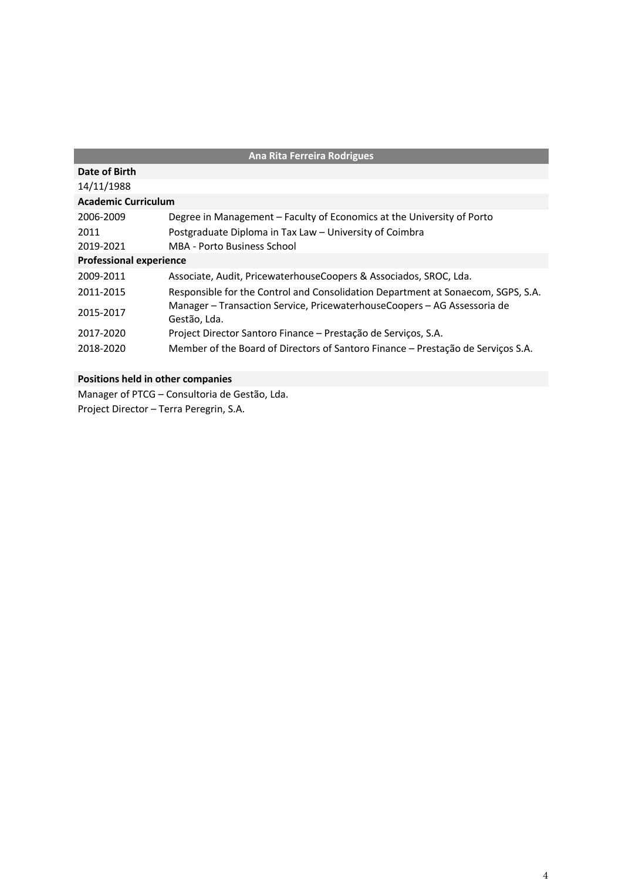| Ana Rita Ferreira Rodrigues | |
|---|---|
| **Date of Birth** | |
| 14/11/1988 | |
| **Academic Curriculum** | |
| 2006-2009 | Degree in Management – Faculty of Economics at the University of Porto |
| 2011 | Postgraduate Diploma in Tax Law – University of Coimbra |
| 2019-2021 | MBA - Porto Business School |
| **Professional experience** | |
| 2009-2011 | Associate, Audit, PricewaterhouseCoopers & Associados, SROC, Lda. |
| 2011-2015 | Responsible for the Control and Consolidation Department at Sonaecom, SGPS, S.A. |
| 2015-2017 | Manager – Transaction Service, PricewaterhouseCoopers – AG Assessoria de Gestão, Lda. |
| 2017-2020 | Project Director Santoro Finance – Prestação de Serviços, S.A. |
| 2018-2020 | Member of the Board of Directors of Santoro Finance – Prestação de Serviços S.A. |

**Positions held in other companies**

Manager of PTCG – Consultoria de Gestão, Lda.

Project Director – Terra Peregrin, S.A.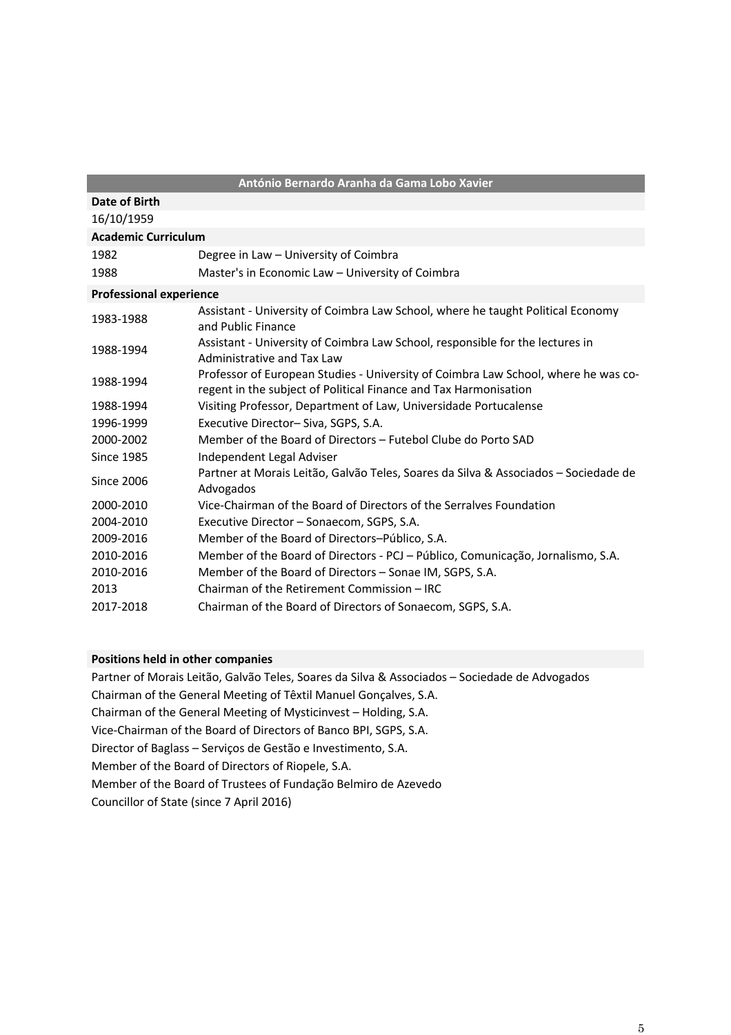| António Bernardo Aranha da Gama Lobo Xavier | |
|---|---|
| **Date of Birth** | |
| 16/10/1959 | |
| **Academic Curriculum** | |
| 1982 | Degree in Law – University of Coimbra |
| 1988 | Master's in Economic Law – University of Coimbra |
| **Professional experience** | |
| 1983-1988 | Assistant - University of Coimbra Law School, where he taught Political Economy and Public Finance |
| 1988-1994 | Assistant - University of Coimbra Law School, responsible for the lectures in Administrative and Tax Law |
| 1988-1994 | Professor of European Studies - University of Coimbra Law School, where he was co-regent in the subject of Political Finance and Tax Harmonisation |
| 1988-1994 | Visiting Professor, Department of Law, Universidade Portucalense |
| 1996-1999 | Executive Director– Siva, SGPS, S.A. |
| 2000-2002 | Member of the Board of Directors – Futebol Clube do Porto SAD |
| Since 1985 | Independent Legal Adviser |
| Since 2006 | Partner at Morais Leitão, Galvão Teles, Soares da Silva & Associados – Sociedade de Advogados |
| 2000-2010 | Vice-Chairman of the Board of Directors of the Serralves Foundation |
| 2004-2010 | Executive Director – Sonaecom, SGPS, S.A. |
| 2009-2016 | Member of the Board of Directors–Público, S.A. |
| 2010-2016 | Member of the Board of Directors - PCJ – Público, Comunicação, Jornalismo, S.A. |
| 2010-2016 | Member of the Board of Directors – Sonae IM, SGPS, S.A. |
| 2013 | Chairman of the Retirement Commission – IRC |
| 2017-2018 | Chairman of the Board of Directors of Sonaecom, SGPS, S.A. |

**Positions held in other companies**

Partner of Morais Leitão, Galvão Teles, Soares da Silva & Associados – Sociedade de Advogados

Chairman of the General Meeting of Têxtil Manuel Gonçalves, S.A.

Chairman of the General Meeting of Mysticinvest – Holding, S.A.

Vice-Chairman of the Board of Directors of Banco BPI, SGPS, S.A.

Director of Baglass – Serviços de Gestão e Investimento, S.A.

Member of the Board of Directors of Riopele, S.A.

Member of the Board of Trustees of Fundação Belmiro de Azevedo

Councillor of State (since 7 April 2016)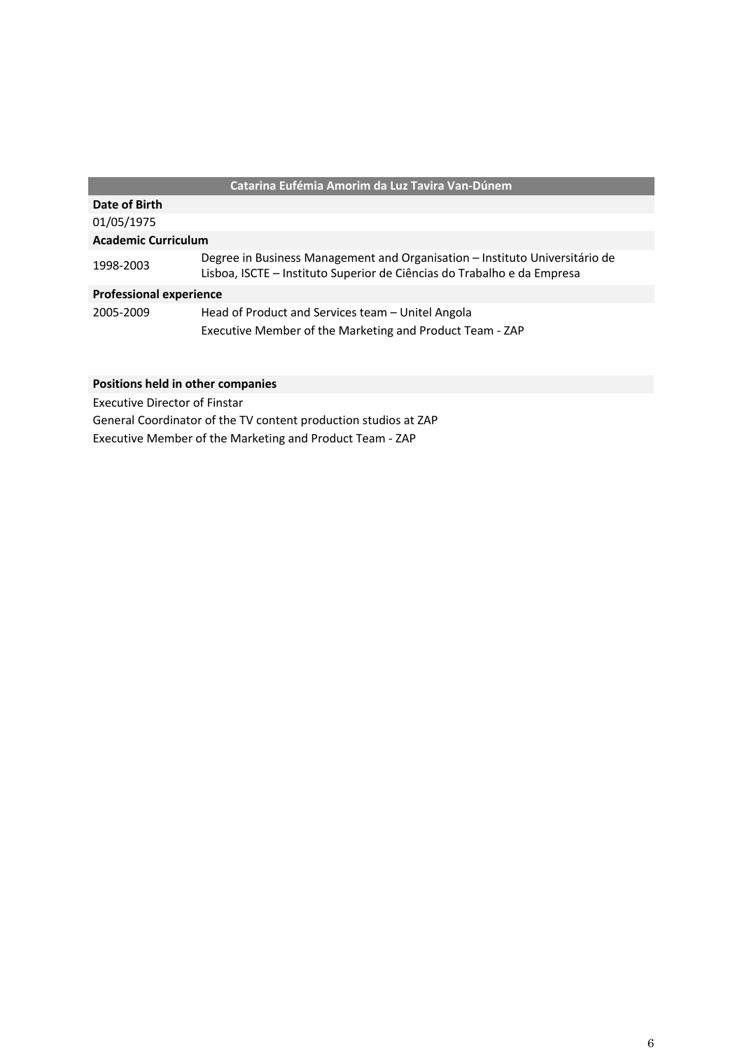| Catarina Eufémia Amorim da Luz Tavira Van-Dúnem | |
|---|---|
| **Date of Birth** | |
| 01/05/1975 | |
| **Academic Curriculum** | |
| 1998-2003 | Degree in Business Management and Organisation – Instituto Universitário de Lisboa, ISCTE – Instituto Superior de Ciências do Trabalho e da Empresa |
| **Professional experience** | |
| 2005-2009 | Head of Product and Services team – Unitel Angola |
| | Executive Member of the Marketing and Product Team - ZAP |

**Positions held in other companies**

Executive Director of Finstar

General Coordinator of the TV content production studios at ZAP

Executive Member of the Marketing and Product Team - ZAP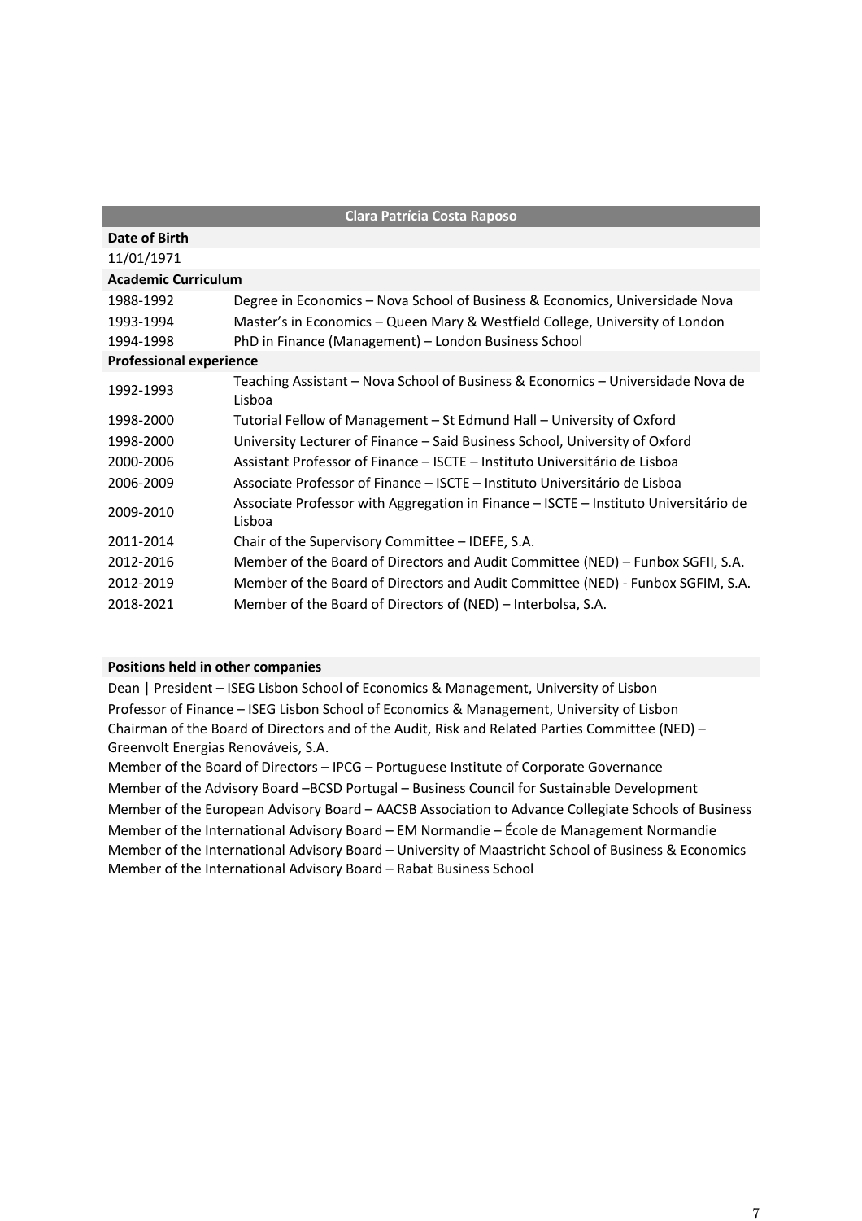| Clara Patrícia Costa Raposo | |
|---|---|
| **Date of Birth** | |
| 11/01/1971 | |
| **Academic Curriculum** | |
| 1988-1992 | Degree in Economics – Nova School of Business & Economics, Universidade Nova |
| 1993-1994 | Master's in Economics – Queen Mary & Westfield College, University of London |
| 1994-1998 | PhD in Finance (Management) – London Business School |
| **Professional experience** | |
| 1992-1993 | Teaching Assistant – Nova School of Business & Economics – Universidade Nova de Lisboa |
| 1998-2000 | Tutorial Fellow of Management – St Edmund Hall – University of Oxford |
| 1998-2000 | University Lecturer of Finance – Said Business School, University of Oxford |
| 2000-2006 | Assistant Professor of Finance – ISCTE – Instituto Universitário de Lisboa |
| 2006-2009 | Associate Professor of Finance – ISCTE – Instituto Universitário de Lisboa |
| 2009-2010 | Associate Professor with Aggregation in Finance – ISCTE – Instituto Universitário de Lisboa |
| 2011-2014 | Chair of the Supervisory Committee – IDEFE, S.A. |
| 2012-2016 | Member of the Board of Directors and Audit Committee (NED) – Funbox SGFII, S.A. |
| 2012-2019 | Member of the Board of Directors and Audit Committee (NED) - Funbox SGFIM, S.A. |
| 2018-2021 | Member of the Board of Directors of (NED) – Interbolsa, S.A. |

**Positions held in other companies**

Dean | President – ISEG Lisbon School of Economics & Management, University of Lisbon

Professor of Finance – ISEG Lisbon School of Economics & Management, University of Lisbon

Chairman of the Board of Directors and of the Audit, Risk and Related Parties Committee (NED) – Greenvolt Energias Renováveis, S.A.

Member of the Board of Directors – IPCG – Portuguese Institute of Corporate Governance

Member of the Advisory Board –BCSD Portugal – Business Council for Sustainable Development

Member of the European Advisory Board – AACSB Association to Advance Collegiate Schools of Business

Member of the International Advisory Board – EM Normandie – École de Management Normandie

Member of the International Advisory Board – University of Maastricht School of Business & Economics

Member of the International Advisory Board – Rabat Business School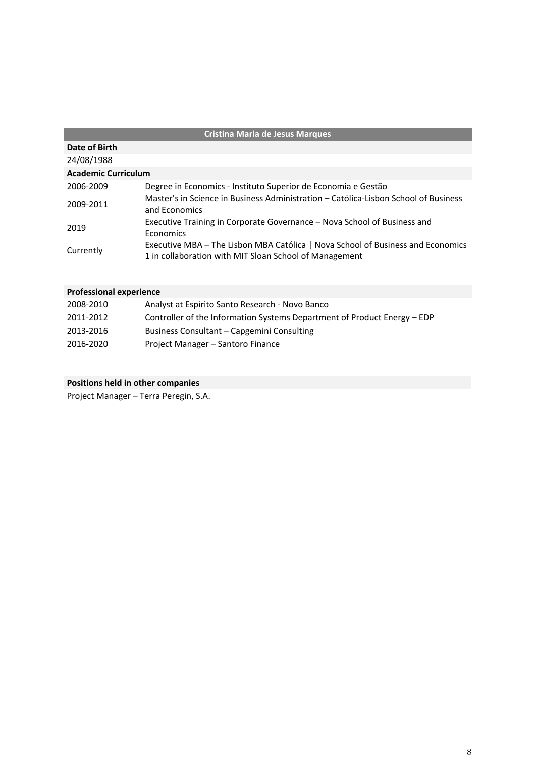| Cristina Maria de Jesus Marques | |
|---|---|
| **Date of Birth** | |
| 24/08/1988 | |
| **Academic Curriculum** | |
| 2006-2009 | Degree in Economics - Instituto Superior de Economia e Gestão |
| 2009-2011 | Master's in Science in Business Administration – Católica-Lisbon School of Business and Economics |
| 2019 | Executive Training in Corporate Governance – Nova School of Business and Economics |
| Currently | Executive MBA – The Lisbon MBA Católica \| Nova School of Business and Economics 1 in collaboration with MIT Sloan School of Management |

| **Professional experience** | |
|---|---|
| 2008-2010 | Analyst at Espírito Santo Research - Novo Banco |
| 2011-2012 | Controller of the Information Systems Department of Product Energy – EDP |
| 2013-2016 | Business Consultant – Capgemini Consulting |
| 2016-2020 | Project Manager – Santoro Finance |

**Positions held in other companies**

Project Manager – Terra Peregin, S.A.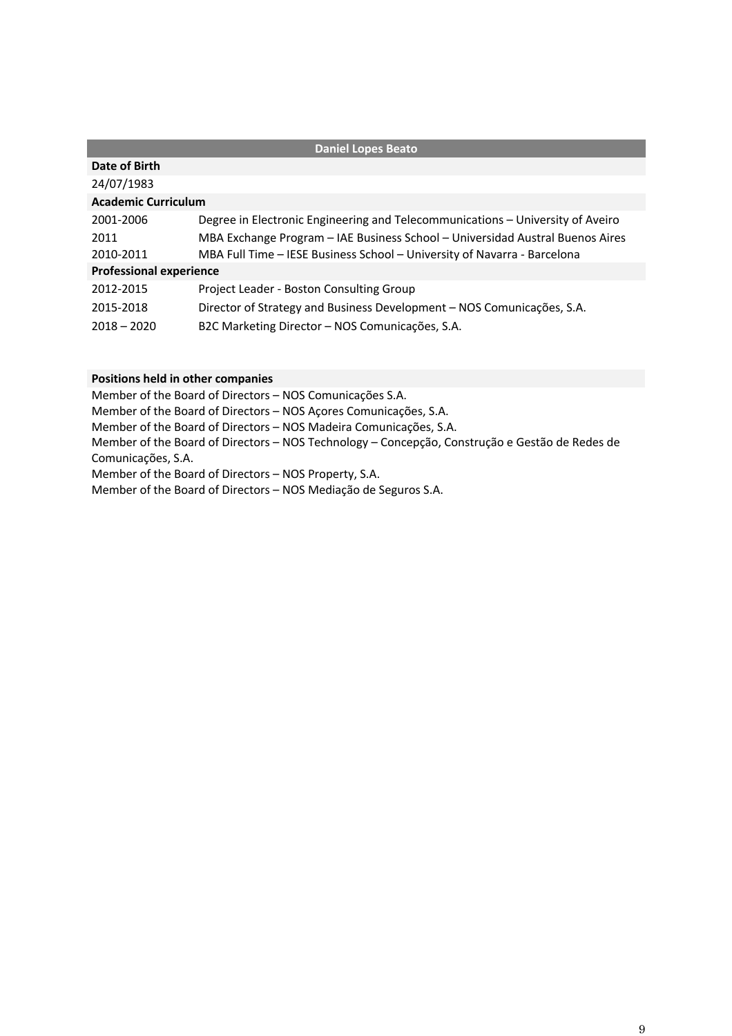| Daniel Lopes Beato | |
|---|---|
| **Date of Birth** | |
| 24/07/1983 | |
| **Academic Curriculum** | |
| 2001-2006 | Degree in Electronic Engineering and Telecommunications – University of Aveiro |
| 2011 | MBA Exchange Program – IAE Business School – Universidad Austral Buenos Aires |
| 2010-2011 | MBA Full Time – IESE Business School – University of Navarra - Barcelona |
| **Professional experience** | |
| 2012-2015 | Project Leader - Boston Consulting Group |
| 2015-2018 | Director of Strategy and Business Development – NOS Comunicações, S.A. |
| 2018 – 2020 | B2C Marketing Director – NOS Comunicações, S.A. |

**Positions held in other companies**

Member of the Board of Directors – NOS Comunicações S.A.
Member of the Board of Directors – NOS Açores Comunicações, S.A.
Member of the Board of Directors – NOS Madeira Comunicações, S.A.
Member of the Board of Directors – NOS Technology – Concepção, Construção e Gestão de Redes de Comunicações, S.A.
Member of the Board of Directors – NOS Property, S.A.
Member of the Board of Directors – NOS Mediação de Seguros S.A.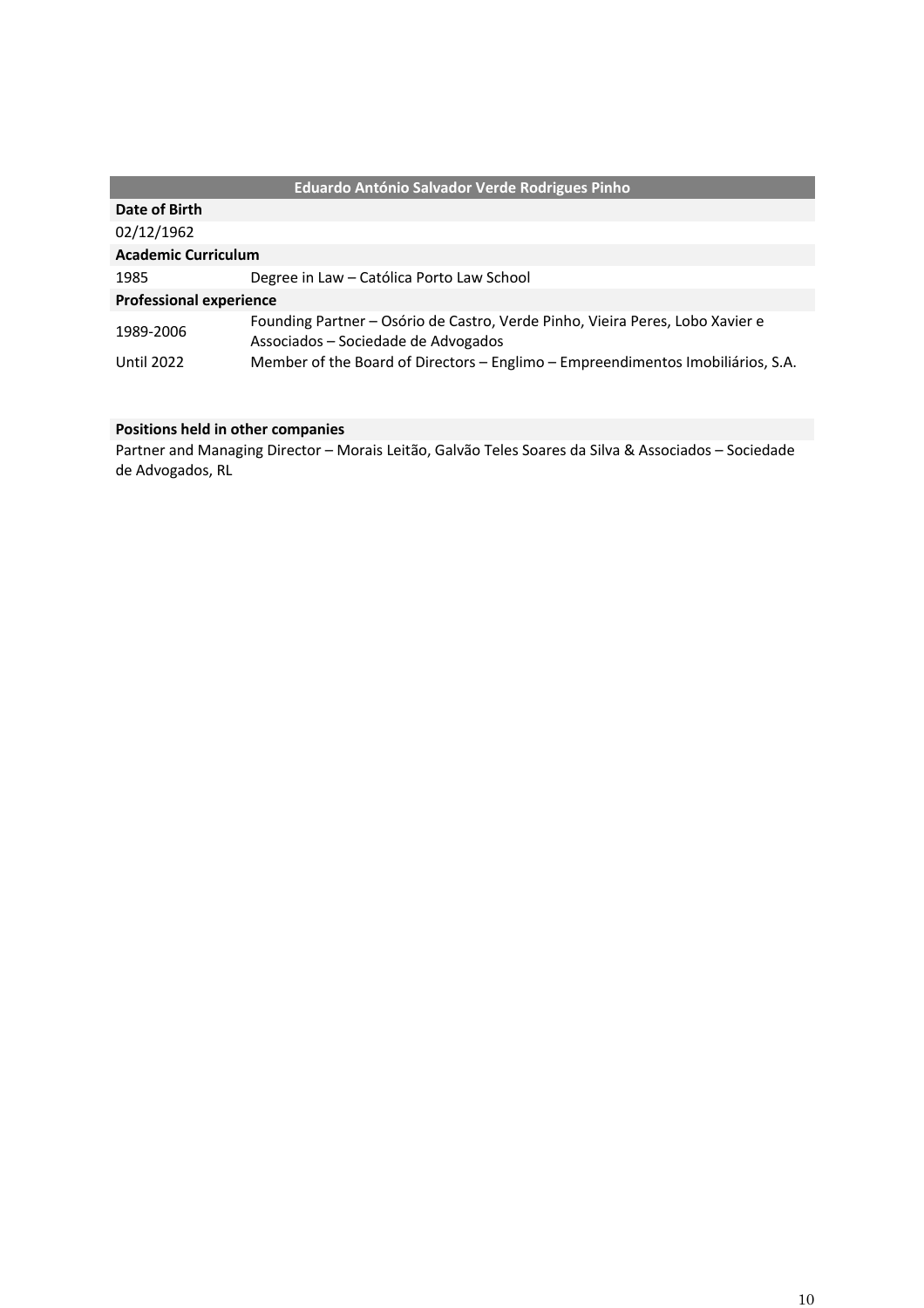| Eduardo António Salvador Verde Rodrigues Pinho | |
|---|---|
| **Date of Birth** | |
| 02/12/1962 | |
| **Academic Curriculum** | |
| 1985 | Degree in Law – Católica Porto Law School |
| **Professional experience** | |
| 1989-2006 | Founding Partner – Osório de Castro, Verde Pinho, Vieira Peres, Lobo Xavier e Associados – Sociedade de Advogados |
| Until 2022 | Member of the Board of Directors – Englimo – Empreendimentos Imobiliários, S.A. |

**Positions held in other companies**

Partner and Managing Director – Morais Leitão, Galvão Teles Soares da Silva & Associados – Sociedade de Advogados, RL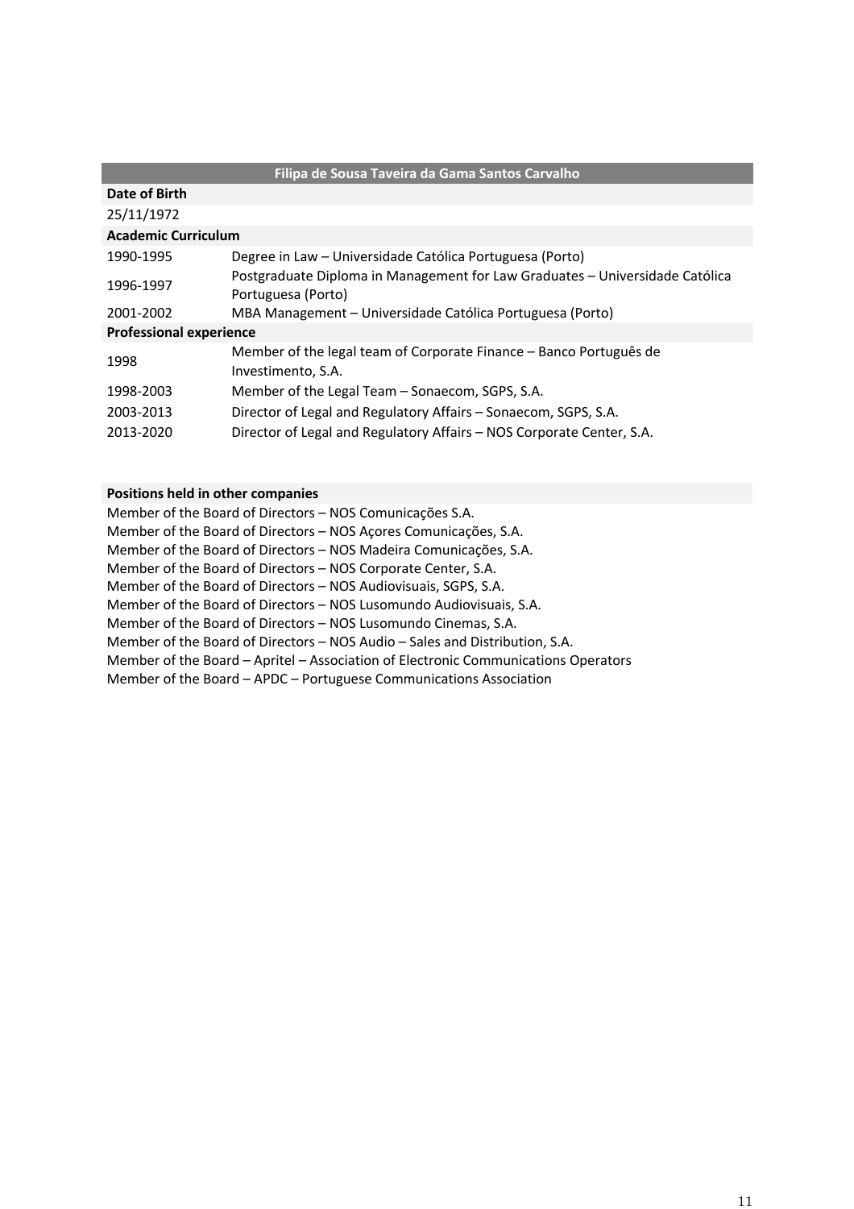| Filipa de Sousa Taveira da Gama Santos Carvalho | |
|---|---|
| **Date of Birth** | |
| 25/11/1972 | |
| **Academic Curriculum** | |
| 1990-1995 | Degree in Law – Universidade Católica Portuguesa (Porto) |
| 1996-1997 | Postgraduate Diploma in Management for Law Graduates – Universidade Católica Portuguesa (Porto) |
| 2001-2002 | MBA Management – Universidade Católica Portuguesa (Porto) |
| **Professional experience** | |
| 1998 | Member of the legal team of Corporate Finance – Banco Português de Investimento, S.A. |
| 1998-2003 | Member of the Legal Team – Sonaecom, SGPS, S.A. |
| 2003-2013 | Director of Legal and Regulatory Affairs – Sonaecom, SGPS, S.A. |
| 2013-2020 | Director of Legal and Regulatory Affairs – NOS Corporate Center, S.A. |

**Positions held in other companies**

Member of the Board of Directors – NOS Comunicações S.A.
Member of the Board of Directors – NOS Açores Comunicações, S.A.
Member of the Board of Directors – NOS Madeira Comunicações, S.A.
Member of the Board of Directors – NOS Corporate Center, S.A.
Member of the Board of Directors – NOS Audiovisuais, SGPS, S.A.
Member of the Board of Directors – NOS Lusomundo Audiovisuais, S.A.
Member of the Board of Directors – NOS Lusomundo Cinemas, S.A.
Member of the Board of Directors – NOS Audio – Sales and Distribution, S.A.
Member of the Board – Apritel – Association of Electronic Communications Operators
Member of the Board – APDC – Portuguese Communications Association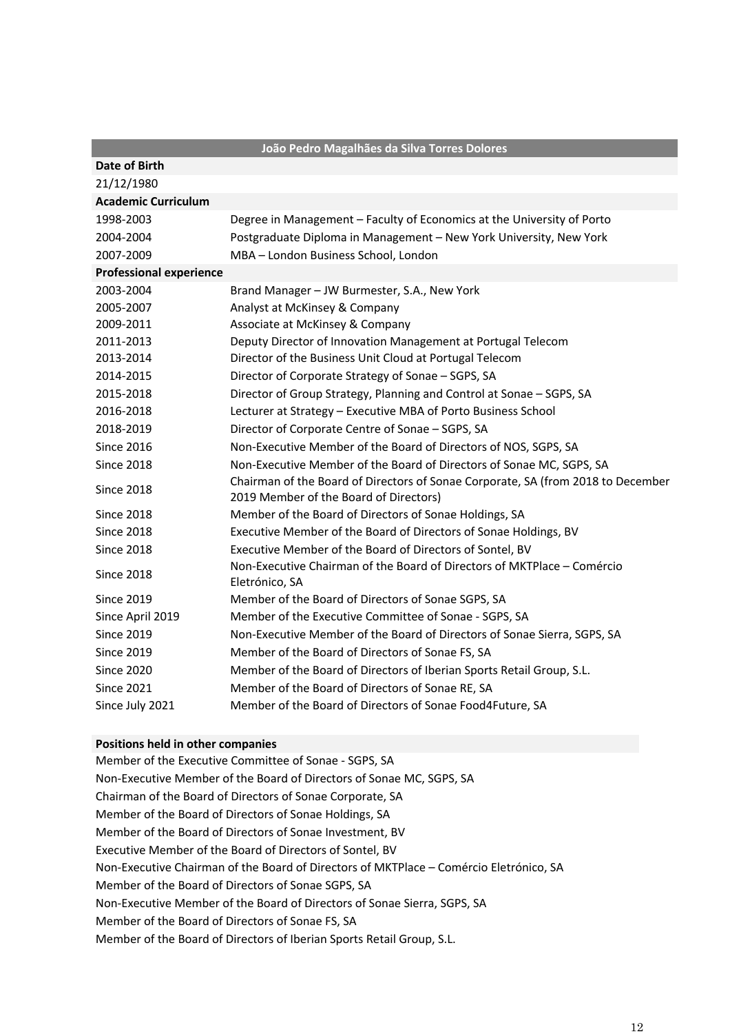| João Pedro Magalhães da Silva Torres Dolores | |
|---|---|
| **Date of Birth** | |
| 21/12/1980 | |
| **Academic Curriculum** | |
| 1998-2003 | Degree in Management – Faculty of Economics at the University of Porto |
| 2004-2004 | Postgraduate Diploma in Management – New York University, New York |
| 2007-2009 | MBA – London Business School, London |
| **Professional experience** | |
| 2003-2004 | Brand Manager – JW Burmester, S.A., New York |
| 2005-2007 | Analyst at McKinsey & Company |
| 2009-2011 | Associate at McKinsey & Company |
| 2011-2013 | Deputy Director of Innovation Management at Portugal Telecom |
| 2013-2014 | Director of the Business Unit Cloud at Portugal Telecom |
| 2014-2015 | Director of Corporate Strategy of Sonae – SGPS, SA |
| 2015-2018 | Director of Group Strategy, Planning and Control at Sonae – SGPS, SA |
| 2016-2018 | Lecturer at Strategy – Executive MBA of Porto Business School |
| 2018-2019 | Director of Corporate Centre of Sonae – SGPS, SA |
| Since 2016 | Non-Executive Member of the Board of Directors of NOS, SGPS, SA |
| Since 2018 | Non-Executive Member of the Board of Directors of Sonae MC, SGPS, SA |
| Since 2018 | Chairman of the Board of Directors of Sonae Corporate, SA (from 2018 to December 2019 Member of the Board of Directors) |
| Since 2018 | Member of the Board of Directors of Sonae Holdings, SA |
| Since 2018 | Executive Member of the Board of Directors of Sonae Holdings, BV |
| Since 2018 | Executive Member of the Board of Directors of Sontel, BV |
| Since 2018 | Non-Executive Chairman of the Board of Directors of MKTPlace – Comércio Eletrónico, SA |
| Since 2019 | Member of the Board of Directors of Sonae SGPS, SA |
| Since April 2019 | Member of the Executive Committee of Sonae - SGPS, SA |
| Since 2019 | Non-Executive Member of the Board of Directors of Sonae Sierra, SGPS, SA |
| Since 2019 | Member of the Board of Directors of Sonae FS, SA |
| Since 2020 | Member of the Board of Directors of Iberian Sports Retail Group, S.L. |
| Since 2021 | Member of the Board of Directors of Sonae RE, SA |
| Since July 2021 | Member of the Board of Directors of Sonae Food4Future, SA |

**Positions held in other companies**

Member of the Executive Committee of Sonae - SGPS, SA

Non-Executive Member of the Board of Directors of Sonae MC, SGPS, SA

Chairman of the Board of Directors of Sonae Corporate, SA

Member of the Board of Directors of Sonae Holdings, SA

Member of the Board of Directors of Sonae Investment, BV

Executive Member of the Board of Directors of Sontel, BV

Non-Executive Chairman of the Board of Directors of MKTPlace – Comércio Eletrónico, SA

Member of the Board of Directors of Sonae SGPS, SA

Non-Executive Member of the Board of Directors of Sonae Sierra, SGPS, SA

Member of the Board of Directors of Sonae FS, SA

Member of the Board of Directors of Iberian Sports Retail Group, S.L.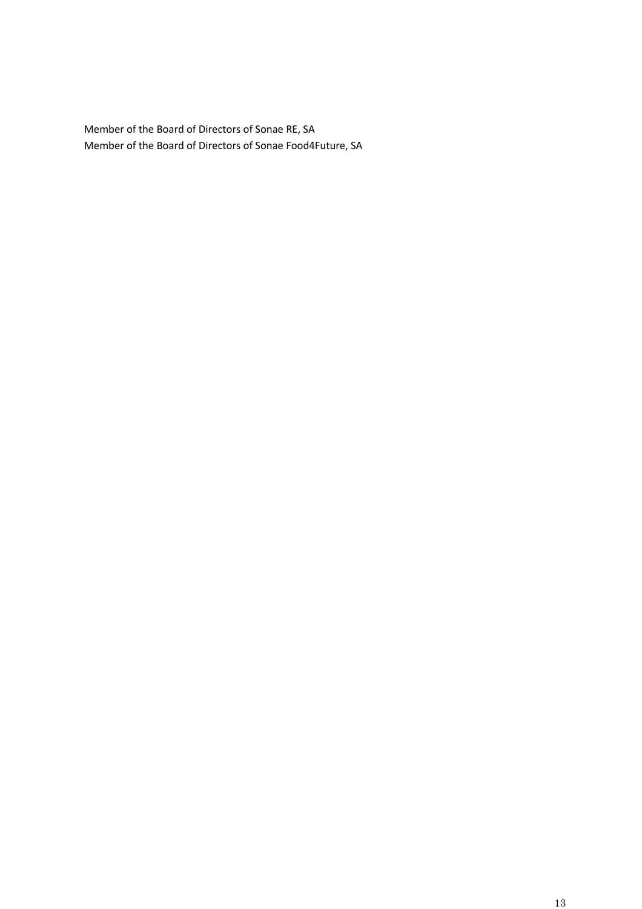Member of the Board of Directors of Sonae RE, SA
Member of the Board of Directors of Sonae Food4Future, SA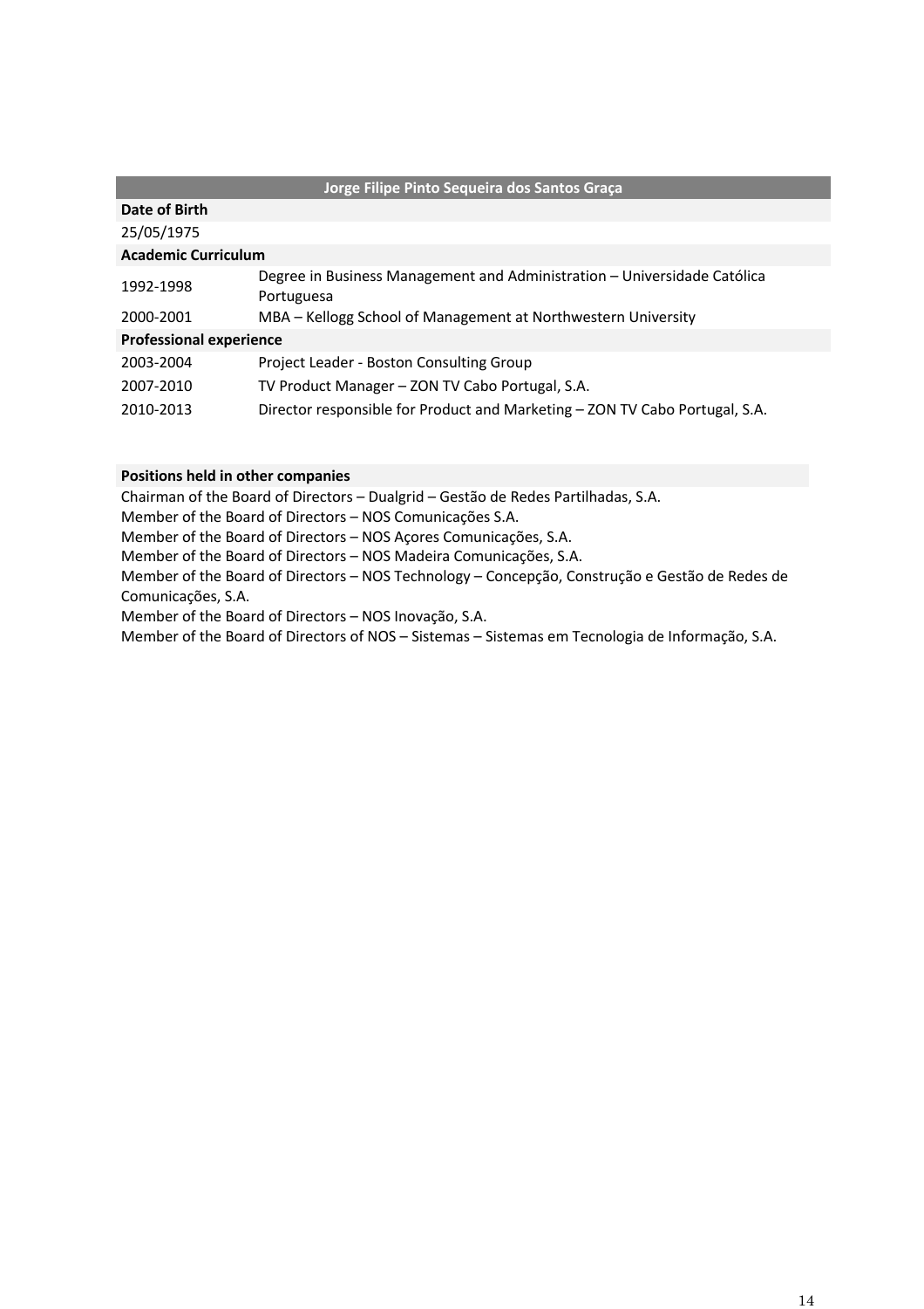| Jorge Filipe Pinto Sequeira dos Santos Graça | |
|---|---|
| **Date of Birth** | |
| 25/05/1975 | |
| **Academic Curriculum** | |
| 1992-1998 | Degree in Business Management and Administration – Universidade Católica Portuguesa |
| 2000-2001 | MBA – Kellogg School of Management at Northwestern University |
| **Professional experience** | |
| 2003-2004 | Project Leader - Boston Consulting Group |
| 2007-2010 | TV Product Manager – ZON TV Cabo Portugal, S.A. |
| 2010-2013 | Director responsible for Product and Marketing – ZON TV Cabo Portugal, S.A. |

**Positions held in other companies**

Chairman of the Board of Directors – Dualgrid – Gestão de Redes Partilhadas, S.A.
Member of the Board of Directors – NOS Comunicações S.A.
Member of the Board of Directors – NOS Açores Comunicações, S.A.
Member of the Board of Directors – NOS Madeira Comunicações, S.A.
Member of the Board of Directors – NOS Technology – Concepção, Construção e Gestão de Redes de Comunicações, S.A.
Member of the Board of Directors – NOS Inovação, S.A.
Member of the Board of Directors of NOS – Sistemas – Sistemas em Tecnologia de Informação, S.A.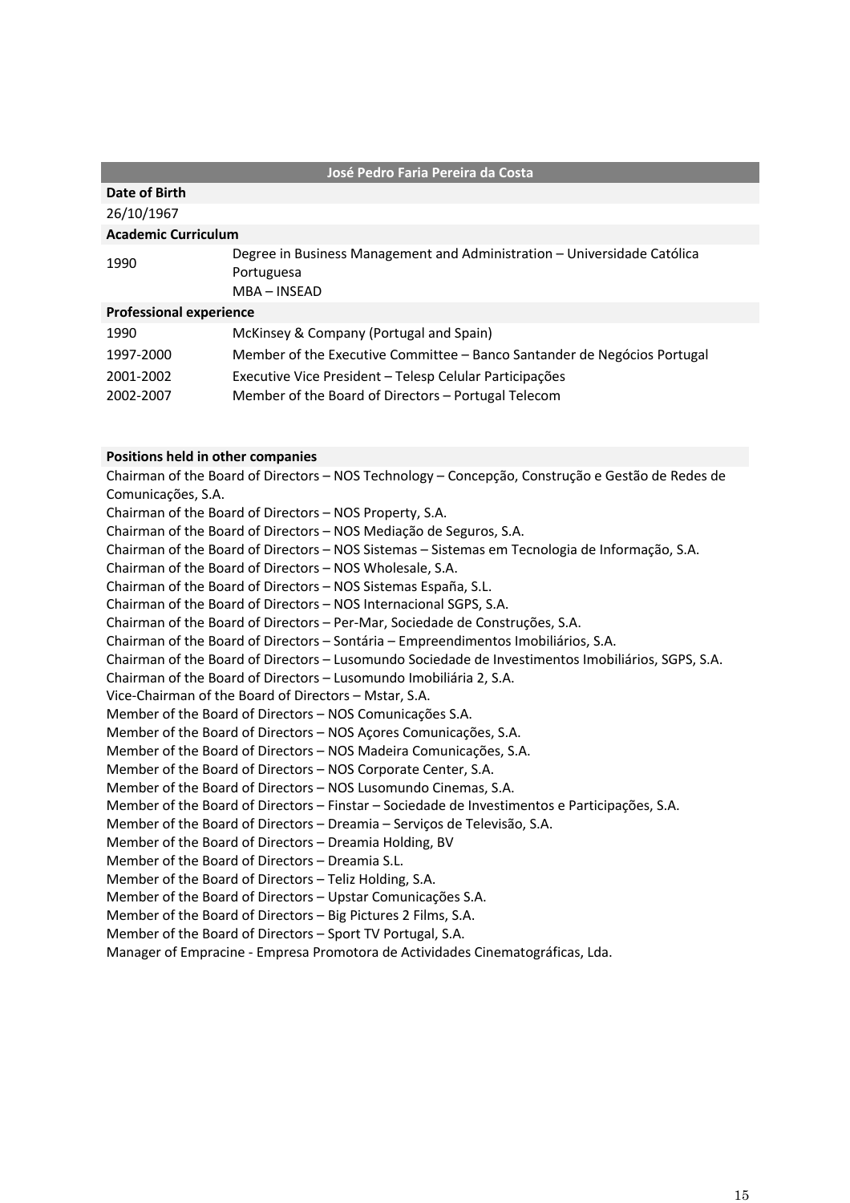| José Pedro Faria Pereira da Costa | |
|---|---|
| **Date of Birth** | |
| 26/10/1967 | |
| **Academic Curriculum** | |
| 1990 | Degree in Business Management and Administration – Universidade Católica Portuguesa<br>MBA – INSEAD |
| **Professional experience** | |
| 1990 | McKinsey & Company (Portugal and Spain) |
| 1997-2000 | Member of the Executive Committee – Banco Santander de Negócios Portugal |
| 2001-2002 | Executive Vice President – Telesp Celular Participações |
| 2002-2007 | Member of the Board of Directors – Portugal Telecom |

**Positions held in other companies**

Chairman of the Board of Directors – NOS Technology – Concepção, Construção e Gestão de Redes de Comunicações, S.A.
Chairman of the Board of Directors – NOS Property, S.A.
Chairman of the Board of Directors – NOS Mediação de Seguros, S.A.
Chairman of the Board of Directors – NOS Sistemas – Sistemas em Tecnologia de Informação, S.A.
Chairman of the Board of Directors – NOS Wholesale, S.A.
Chairman of the Board of Directors – NOS Sistemas España, S.L.
Chairman of the Board of Directors – NOS Internacional SGPS, S.A.
Chairman of the Board of Directors – Per-Mar, Sociedade de Construções, S.A.
Chairman of the Board of Directors – Sontária – Empreendimentos Imobiliários, S.A.
Chairman of the Board of Directors – Lusomundo Sociedade de Investimentos Imobiliários, SGPS, S.A.
Chairman of the Board of Directors – Lusomundo Imobiliária 2, S.A.
Vice-Chairman of the Board of Directors – Mstar, S.A.
Member of the Board of Directors – NOS Comunicações S.A.
Member of the Board of Directors – NOS Açores Comunicações, S.A.
Member of the Board of Directors – NOS Madeira Comunicações, S.A.
Member of the Board of Directors – NOS Corporate Center, S.A.
Member of the Board of Directors – NOS Lusomundo Cinemas, S.A.
Member of the Board of Directors – Finstar – Sociedade de Investimentos e Participações, S.A.
Member of the Board of Directors – Dreamia – Serviços de Televisão, S.A.
Member of the Board of Directors – Dreamia Holding, BV
Member of the Board of Directors – Dreamia S.L.
Member of the Board of Directors – Teliz Holding, S.A.
Member of the Board of Directors – Upstar Comunicações S.A.
Member of the Board of Directors – Big Pictures 2 Films, S.A.
Member of the Board of Directors – Sport TV Portugal, S.A.
Manager of Empracine - Empresa Promotora de Actividades Cinematográficas, Lda.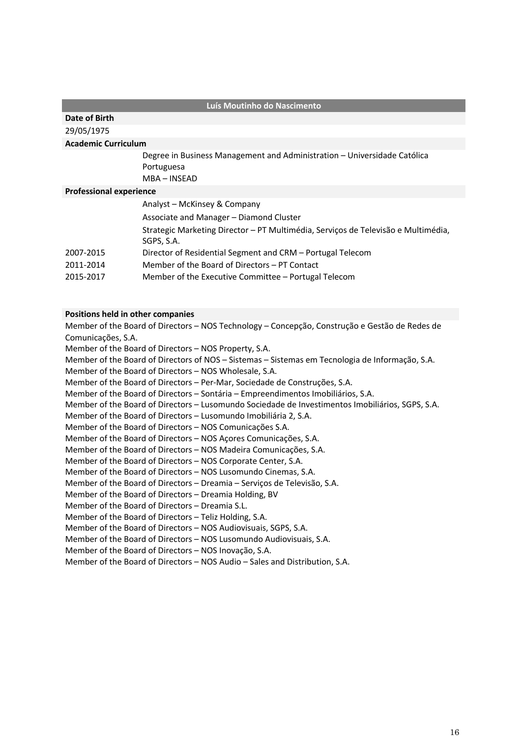| Luís Moutinho do Nascimento | |
|---|---|
| **Date of Birth** | |
| 29/05/1975 | |
| **Academic Curriculum** | |
| | Degree in Business Management and Administration – Universidade Católica Portuguesa |
| | MBA – INSEAD |
| **Professional experience** | |
| | Analyst – McKinsey & Company |
| | Associate and Manager – Diamond Cluster |
| | Strategic Marketing Director – PT Multimédia, Serviços de Televisão e Multimédia, SGPS, S.A. |
| 2007-2015 | Director of Residential Segment and CRM – Portugal Telecom |
| 2011-2014 | Member of the Board of Directors – PT Contact |
| 2015-2017 | Member of the Executive Committee – Portugal Telecom |

**Positions held in other companies**

Member of the Board of Directors – NOS Technology – Concepção, Construção e Gestão de Redes de Comunicações, S.A.
Member of the Board of Directors – NOS Property, S.A.
Member of the Board of Directors of NOS – Sistemas – Sistemas em Tecnologia de Informação, S.A.
Member of the Board of Directors – NOS Wholesale, S.A.
Member of the Board of Directors – Per-Mar, Sociedade de Construções, S.A.
Member of the Board of Directors – Sontária – Empreendimentos Imobiliários, S.A.
Member of the Board of Directors – Lusomundo Sociedade de Investimentos Imobiliários, SGPS, S.A.
Member of the Board of Directors – Lusomundo Imobiliária 2, S.A.
Member of the Board of Directors – NOS Comunicações S.A.
Member of the Board of Directors – NOS Açores Comunicações, S.A.
Member of the Board of Directors – NOS Madeira Comunicações, S.A.
Member of the Board of Directors – NOS Corporate Center, S.A.
Member of the Board of Directors – NOS Lusomundo Cinemas, S.A.
Member of the Board of Directors – Dreamia – Serviços de Televisão, S.A.
Member of the Board of Directors – Dreamia Holding, BV
Member of the Board of Directors – Dreamia S.L.
Member of the Board of Directors – Teliz Holding, S.A.
Member of the Board of Directors – NOS Audiovisuais, SGPS, S.A.
Member of the Board of Directors – NOS Lusomundo Audiovisuais, S.A.
Member of the Board of Directors – NOS Inovação, S.A.
Member of the Board of Directors – NOS Audio – Sales and Distribution, S.A.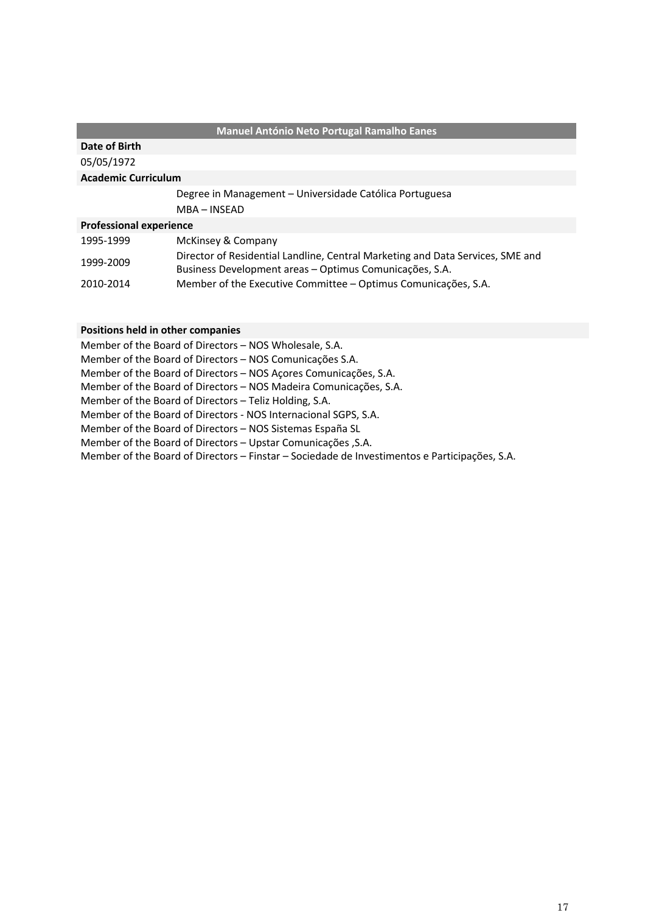| Manuel António Neto Portugal Ramalho Eanes | |
|---|---|
| **Date of Birth** | |
| 05/05/1972 | |
| **Academic Curriculum** | |
| | Degree in Management – Universidade Católica Portuguesa |
| | MBA – INSEAD |
| **Professional experience** | |
| 1995-1999 | McKinsey & Company |
| 1999-2009 | Director of Residential Landline, Central Marketing and Data Services, SME and Business Development areas – Optimus Comunicações, S.A. |
| 2010-2014 | Member of the Executive Committee – Optimus Comunicações, S.A. |

**Positions held in other companies**

Member of the Board of Directors – NOS Wholesale, S.A.
Member of the Board of Directors – NOS Comunicações S.A.
Member of the Board of Directors – NOS Açores Comunicações, S.A.
Member of the Board of Directors – NOS Madeira Comunicações, S.A.
Member of the Board of Directors – Teliz Holding, S.A.
Member of the Board of Directors - NOS Internacional SGPS, S.A.
Member of the Board of Directors – NOS Sistemas España SL
Member of the Board of Directors – Upstar Comunicações ,S.A.
Member of the Board of Directors – Finstar – Sociedade de Investimentos e Participações, S.A.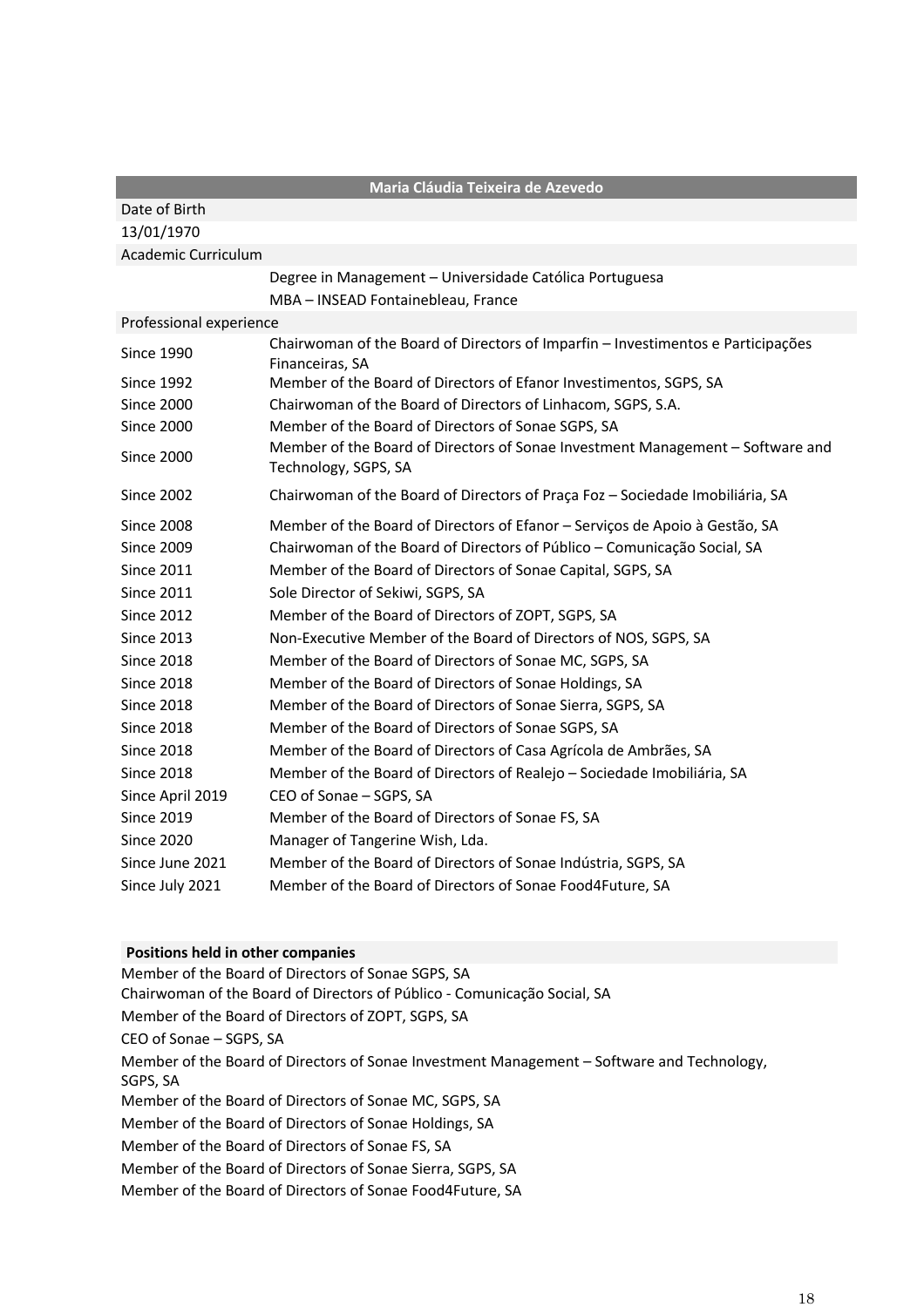| Maria Cláudia Teixeira de Azevedo | |
|---|---|
| Date of Birth | |
| 13/01/1970 | |
| Academic Curriculum | |
| | Degree in Management – Universidade Católica Portuguesa |
| | MBA – INSEAD Fontainebleau, France |
| Professional experience | |
| Since 1990 | Chairwoman of the Board of Directors of Imparfin – Investimentos e Participações Financeiras, SA |
| Since 1992 | Member of the Board of Directors of Efanor Investimentos, SGPS, SA |
| Since 2000 | Chairwoman of the Board of Directors of Linhacom, SGPS, S.A. |
| Since 2000 | Member of the Board of Directors of Sonae SGPS, SA |
| Since 2000 | Member of the Board of Directors of Sonae Investment Management – Software and Technology, SGPS, SA |
| Since 2002 | Chairwoman of the Board of Directors of Praça Foz – Sociedade Imobiliária, SA |
| Since 2008 | Member of the Board of Directors of Efanor – Serviços de Apoio à Gestão, SA |
| Since 2009 | Chairwoman of the Board of Directors of Público – Comunicação Social, SA |
| Since 2011 | Member of the Board of Directors of Sonae Capital, SGPS, SA |
| Since 2011 | Sole Director of Sekiwi, SGPS, SA |
| Since 2012 | Member of the Board of Directors of ZOPT, SGPS, SA |
| Since 2013 | Non-Executive Member of the Board of Directors of NOS, SGPS, SA |
| Since 2018 | Member of the Board of Directors of Sonae MC, SGPS, SA |
| Since 2018 | Member of the Board of Directors of Sonae Holdings, SA |
| Since 2018 | Member of the Board of Directors of Sonae Sierra, SGPS, SA |
| Since 2018 | Member of the Board of Directors of Sonae SGPS, SA |
| Since 2018 | Member of the Board of Directors of Casa Agrícola de Ambrães, SA |
| Since 2018 | Member of the Board of Directors of Realejo – Sociedade Imobiliária, SA |
| Since April 2019 | CEO of Sonae – SGPS, SA |
| Since 2019 | Member of the Board of Directors of Sonae FS, SA |
| Since 2020 | Manager of Tangerine Wish, Lda. |
| Since June 2021 | Member of the Board of Directors of Sonae Indústria, SGPS, SA |
| Since July 2021 | Member of the Board of Directors of Sonae Food4Future, SA |

**Positions held in other companies**

Member of the Board of Directors of Sonae SGPS, SA

Chairwoman of the Board of Directors of Público - Comunicação Social, SA

Member of the Board of Directors of ZOPT, SGPS, SA

CEO of Sonae – SGPS, SA

Member of the Board of Directors of Sonae Investment Management – Software and Technology, SGPS, SA

Member of the Board of Directors of Sonae MC, SGPS, SA

Member of the Board of Directors of Sonae Holdings, SA

Member of the Board of Directors of Sonae FS, SA

Member of the Board of Directors of Sonae Sierra, SGPS, SA

Member of the Board of Directors of Sonae Food4Future, SA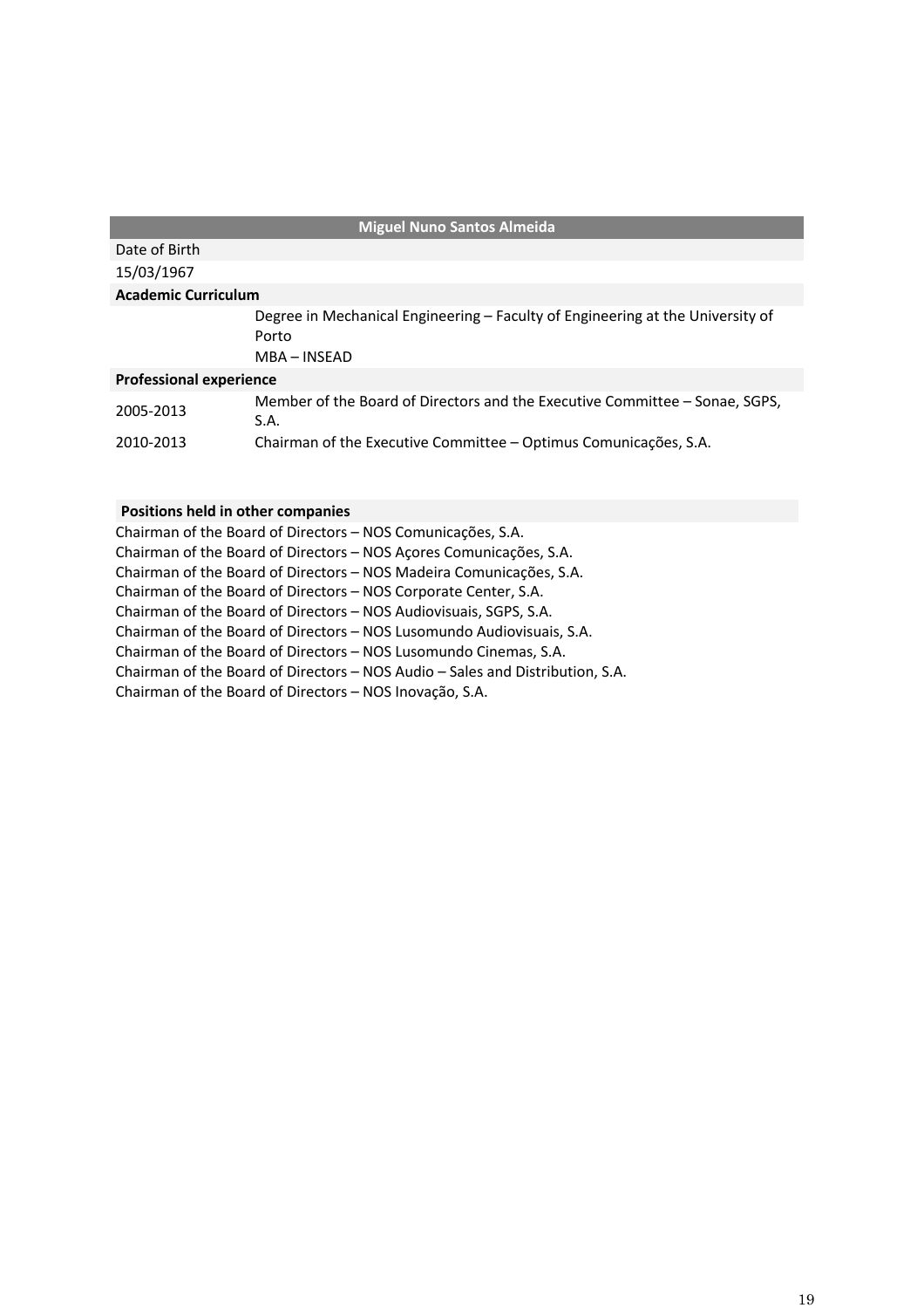| Miguel Nuno Santos Almeida | |
|---|---|
| Date of Birth | |
| 15/03/1967 | |
| **Academic Curriculum** | |
| | Degree in Mechanical Engineering – Faculty of Engineering at the University of Porto |
| | MBA – INSEAD |
| **Professional experience** | |
| 2005-2013 | Member of the Board of Directors and the Executive Committee – Sonae, SGPS, S.A. |
| 2010-2013 | Chairman of the Executive Committee – Optimus Comunicações, S.A. |

**Positions held in other companies**

Chairman of the Board of Directors – NOS Comunicações, S.A.
Chairman of the Board of Directors – NOS Açores Comunicações, S.A.
Chairman of the Board of Directors – NOS Madeira Comunicações, S.A.
Chairman of the Board of Directors – NOS Corporate Center, S.A.
Chairman of the Board of Directors – NOS Audiovisuais, SGPS, S.A.
Chairman of the Board of Directors – NOS Lusomundo Audiovisuais, S.A.
Chairman of the Board of Directors – NOS Lusomundo Cinemas, S.A.
Chairman of the Board of Directors – NOS Audio – Sales and Distribution, S.A.
Chairman of the Board of Directors – NOS Inovação, S.A.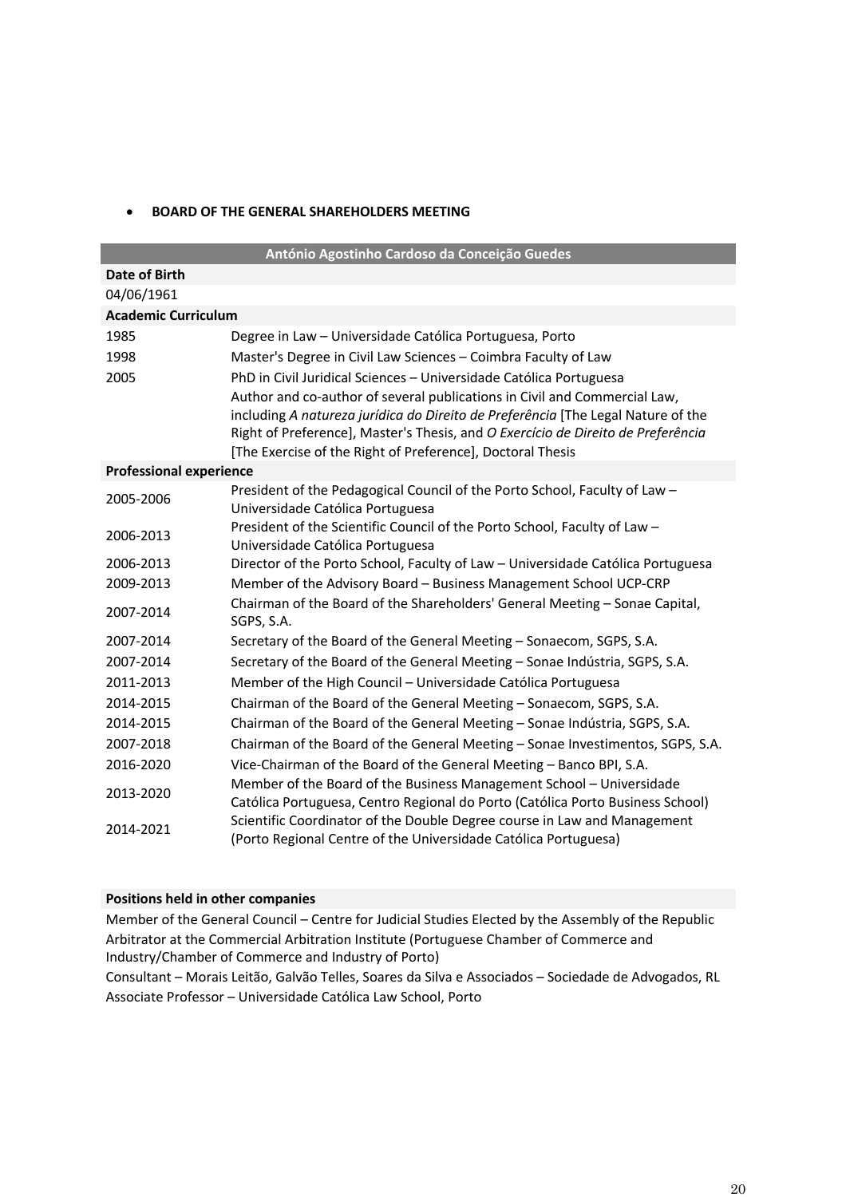- **BOARD OF THE GENERAL SHAREHOLDERS MEETING**

| António Agostinho Cardoso da Conceição Guedes | |
|---|---|
| **Date of Birth** | |
| 04/06/1961 | |
| **Academic Curriculum** | |
| 1985 | Degree in Law – Universidade Católica Portuguesa, Porto |
| 1998 | Master's Degree in Civil Law Sciences – Coimbra Faculty of Law |
| 2005 | PhD in Civil Juridical Sciences – Universidade Católica Portuguesa<br>Author and co-author of several publications in Civil and Commercial Law, including *A natureza jurídica do Direito de Preferência* [The Legal Nature of the Right of Preference], Master's Thesis, and *O Exercício de Direito de Preferência* [The Exercise of the Right of Preference], Doctoral Thesis |
| **Professional experience** | |
| 2005-2006 | President of the Pedagogical Council of the Porto School, Faculty of Law – Universidade Católica Portuguesa |
| 2006-2013 | President of the Scientific Council of the Porto School, Faculty of Law – Universidade Católica Portuguesa |
| 2006-2013 | Director of the Porto School, Faculty of Law – Universidade Católica Portuguesa |
| 2009-2013 | Member of the Advisory Board – Business Management School UCP-CRP |
| 2007-2014 | Chairman of the Board of the Shareholders' General Meeting – Sonae Capital, SGPS, S.A. |
| 2007-2014 | Secretary of the Board of the General Meeting – Sonaecom, SGPS, S.A. |
| 2007-2014 | Secretary of the Board of the General Meeting – Sonae Indústria, SGPS, S.A. |
| 2011-2013 | Member of the High Council – Universidade Católica Portuguesa |
| 2014-2015 | Chairman of the Board of the General Meeting – Sonaecom, SGPS, S.A. |
| 2014-2015 | Chairman of the Board of the General Meeting – Sonae Indústria, SGPS, S.A. |
| 2007-2018 | Chairman of the Board of the General Meeting – Sonae Investimentos, SGPS, S.A. |
| 2016-2020 | Vice-Chairman of the Board of the General Meeting – Banco BPI, S.A. |
| 2013-2020 | Member of the Board of the Business Management School – Universidade Católica Portuguesa, Centro Regional do Porto (Católica Porto Business School) |
| 2014-2021 | Scientific Coordinator of the Double Degree course in Law and Management (Porto Regional Centre of the Universidade Católica Portuguesa) |

**Positions held in other companies**

Member of the General Council – Centre for Judicial Studies Elected by the Assembly of the Republic

Arbitrator at the Commercial Arbitration Institute (Portuguese Chamber of Commerce and Industry/Chamber of Commerce and Industry of Porto)

Consultant – Morais Leitão, Galvão Telles, Soares da Silva e Associados – Sociedade de Advogados, RL

Associate Professor – Universidade Católica Law School, Porto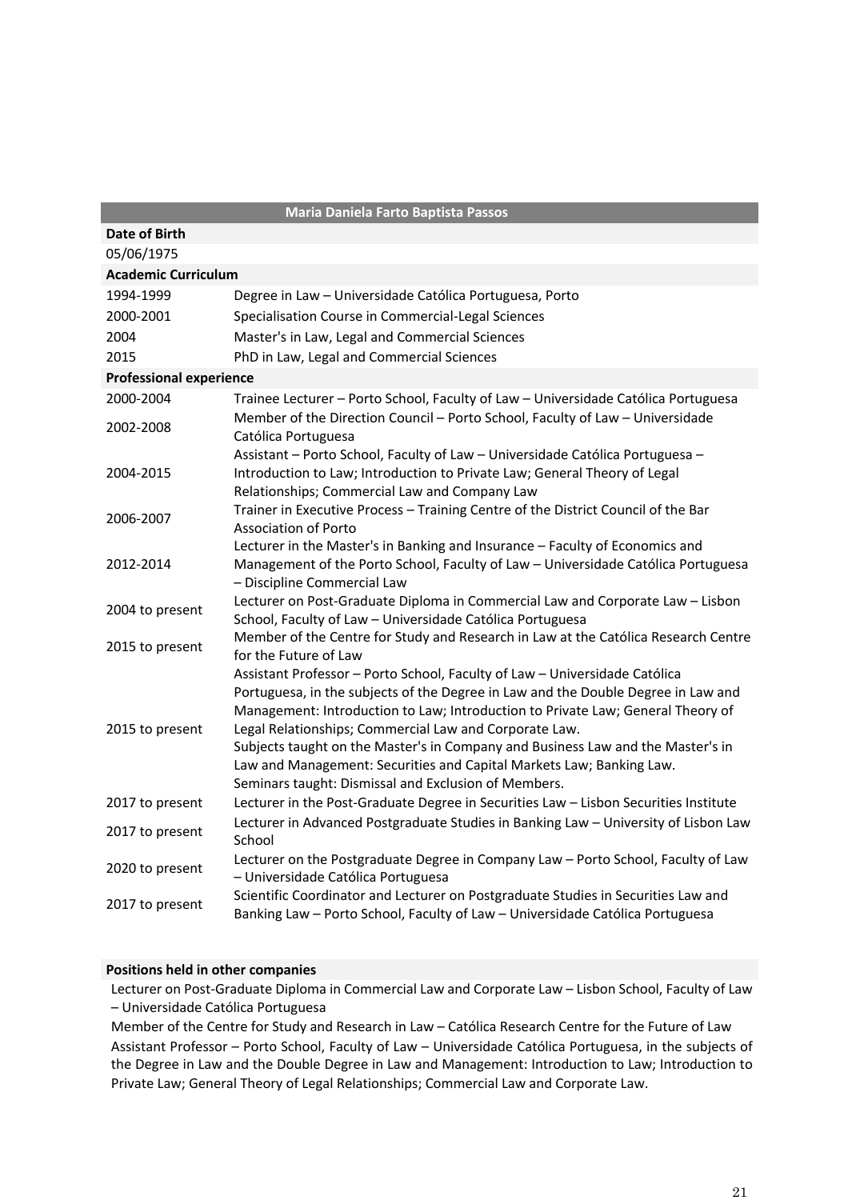| Maria Daniela Farto Baptista Passos | |
|---|---|
| **Date of Birth** | |
| 05/06/1975 | |
| **Academic Curriculum** | |
| 1994-1999 | Degree in Law – Universidade Católica Portuguesa, Porto |
| 2000-2001 | Specialisation Course in Commercial-Legal Sciences |
| 2004 | Master's in Law, Legal and Commercial Sciences |
| 2015 | PhD in Law, Legal and Commercial Sciences |
| **Professional experience** | |
| 2000-2004 | Trainee Lecturer – Porto School, Faculty of Law – Universidade Católica Portuguesa |
| 2002-2008 | Member of the Direction Council – Porto School, Faculty of Law – Universidade Católica Portuguesa |
| 2004-2015 | Assistant – Porto School, Faculty of Law – Universidade Católica Portuguesa – Introduction to Law; Introduction to Private Law; General Theory of Legal Relationships; Commercial Law and Company Law |
| 2006-2007 | Trainer in Executive Process – Training Centre of the District Council of the Bar Association of Porto |
| 2012-2014 | Lecturer in the Master's in Banking and Insurance – Faculty of Economics and Management of the Porto School, Faculty of Law – Universidade Católica Portuguesa – Discipline Commercial Law |
| 2004 to present | Lecturer on Post-Graduate Diploma in Commercial Law and Corporate Law – Lisbon School, Faculty of Law – Universidade Católica Portuguesa |
| 2015 to present | Member of the Centre for Study and Research in Law at the Católica Research Centre for the Future of Law |
| 2015 to present | Assistant Professor – Porto School, Faculty of Law – Universidade Católica Portuguesa, in the subjects of the Degree in Law and the Double Degree in Law and Management: Introduction to Law; Introduction to Private Law; General Theory of Legal Relationships; Commercial Law and Corporate Law.<br>Subjects taught on the Master's in Company and Business Law and the Master's in Law and Management: Securities and Capital Markets Law; Banking Law.<br>Seminars taught: Dismissal and Exclusion of Members. |
| 2017 to present | Lecturer in the Post-Graduate Degree in Securities Law – Lisbon Securities Institute |
| 2017 to present | Lecturer in Advanced Postgraduate Studies in Banking Law – University of Lisbon Law School |
| 2020 to present | Lecturer on the Postgraduate Degree in Company Law – Porto School, Faculty of Law – Universidade Católica Portuguesa |
| 2017 to present | Scientific Coordinator and Lecturer on Postgraduate Studies in Securities Law and Banking Law – Porto School, Faculty of Law – Universidade Católica Portuguesa |

**Positions held in other companies**

Lecturer on Post-Graduate Diploma in Commercial Law and Corporate Law – Lisbon School, Faculty of Law – Universidade Católica Portuguesa

Member of the Centre for Study and Research in Law – Católica Research Centre for the Future of Law

Assistant Professor – Porto School, Faculty of Law – Universidade Católica Portuguesa, in the subjects of the Degree in Law and the Double Degree in Law and Management: Introduction to Law; Introduction to Private Law; General Theory of Legal Relationships; Commercial Law and Corporate Law.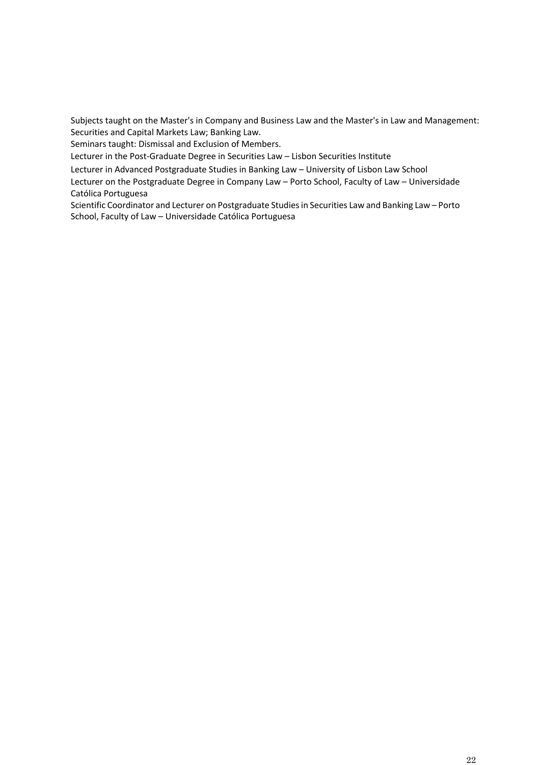Subjects taught on the Master's in Company and Business Law and the Master's in Law and Management: Securities and Capital Markets Law; Banking Law.

Seminars taught: Dismissal and Exclusion of Members.

Lecturer in the Post-Graduate Degree in Securities Law – Lisbon Securities Institute

Lecturer in Advanced Postgraduate Studies in Banking Law – University of Lisbon Law School

Lecturer on the Postgraduate Degree in Company Law – Porto School, Faculty of Law – Universidade Católica Portuguesa

Scientific Coordinator and Lecturer on Postgraduate Studies in Securities Law and Banking Law – Porto School, Faculty of Law – Universidade Católica Portuguesa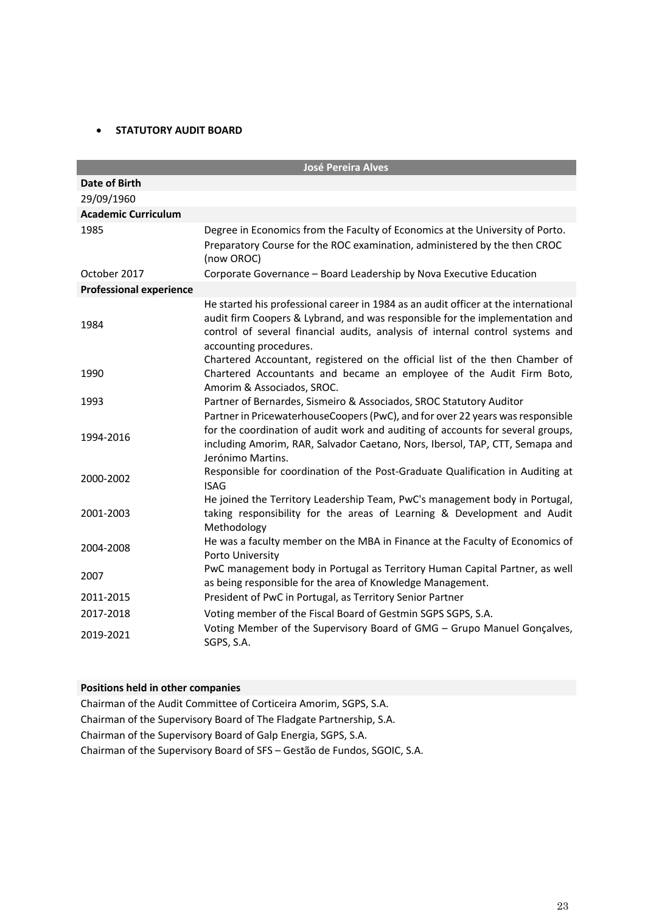- **STATUTORY AUDIT BOARD**

| José Pereira Alves | |
|---|---|
| **Date of Birth** | |
| 29/09/1960 | |
| **Academic Curriculum** | |
| 1985 | Degree in Economics from the Faculty of Economics at the University of Porto.<br>Preparatory Course for the ROC examination, administered by the then CROC (now OROC) |
| October 2017 | Corporate Governance – Board Leadership by Nova Executive Education |
| **Professional experience** | |
| 1984 | He started his professional career in 1984 as an audit officer at the international audit firm Coopers & Lybrand, and was responsible for the implementation and control of several financial audits, analysis of internal control systems and accounting procedures. |
| 1990 | Chartered Accountant, registered on the official list of the then Chamber of Chartered Accountants and became an employee of the Audit Firm Boto, Amorim & Associados, SROC. |
| 1993 | Partner of Bernardes, Sismeiro & Associados, SROC Statutory Auditor |
| 1994-2016 | Partner in PricewaterhouseCoopers (PwC), and for over 22 years was responsible for the coordination of audit work and auditing of accounts for several groups, including Amorim, RAR, Salvador Caetano, Nors, Ibersol, TAP, CTT, Semapa and Jerónimo Martins. |
| 2000-2002 | Responsible for coordination of the Post-Graduate Qualification in Auditing at ISAG |
| 2001-2003 | He joined the Territory Leadership Team, PwC's management body in Portugal, taking responsibility for the areas of Learning & Development and Audit Methodology |
| 2004-2008 | He was a faculty member on the MBA in Finance at the Faculty of Economics of Porto University |
| 2007 | PwC management body in Portugal as Territory Human Capital Partner, as well as being responsible for the area of Knowledge Management. |
| 2011-2015 | President of PwC in Portugal, as Territory Senior Partner |
| 2017-2018 | Voting member of the Fiscal Board of Gestmin SGPS SGPS, S.A. |
| 2019-2021 | Voting Member of the Supervisory Board of GMG – Grupo Manuel Gonçalves, SGPS, S.A. |

**Positions held in other companies**

Chairman of the Audit Committee of Corticeira Amorim, SGPS, S.A.

Chairman of the Supervisory Board of The Fladgate Partnership, S.A.

Chairman of the Supervisory Board of Galp Energia, SGPS, S.A.

Chairman of the Supervisory Board of SFS – Gestão de Fundos, SGOIC, S.A.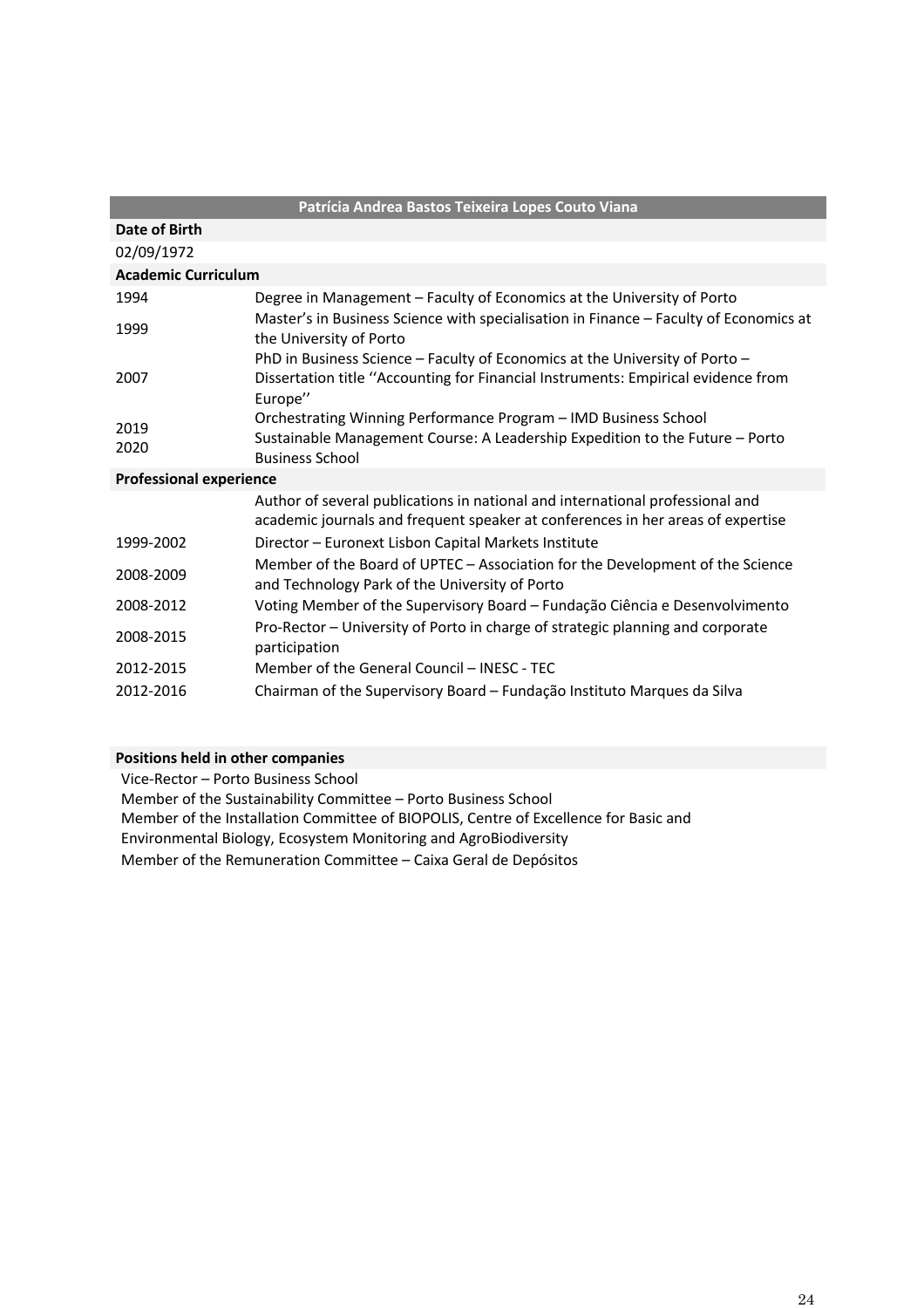| Patrícia Andrea Bastos Teixeira Lopes Couto Viana | |
|---|---|
| **Date of Birth** | |
| 02/09/1972 | |
| **Academic Curriculum** | |
| 1994 | Degree in Management – Faculty of Economics at the University of Porto |
| 1999 | Master's in Business Science with specialisation in Finance – Faculty of Economics at the University of Porto |
| 2007 | PhD in Business Science – Faculty of Economics at the University of Porto – Dissertation title ''Accounting for Financial Instruments: Empirical evidence from Europe'' |
| 2019 | Orchestrating Winning Performance Program – IMD Business School |
| 2020 | Sustainable Management Course: A Leadership Expedition to the Future – Porto Business School |
| **Professional experience** | |
| | Author of several publications in national and international professional and academic journals and frequent speaker at conferences in her areas of expertise |
| 1999-2002 | Director – Euronext Lisbon Capital Markets Institute |
| 2008-2009 | Member of the Board of UPTEC – Association for the Development of the Science and Technology Park of the University of Porto |
| 2008-2012 | Voting Member of the Supervisory Board – Fundação Ciência e Desenvolvimento |
| 2008-2015 | Pro-Rector – University of Porto in charge of strategic planning and corporate participation |
| 2012-2015 | Member of the General Council – INESC - TEC |
| 2012-2016 | Chairman of the Supervisory Board – Fundação Instituto Marques da Silva |

**Positions held in other companies**

Vice-Rector – Porto Business School

Member of the Sustainability Committee – Porto Business School

Member of the Installation Committee of BIOPOLIS, Centre of Excellence for Basic and Environmental Biology, Ecosystem Monitoring and AgroBiodiversity

Member of the Remuneration Committee – Caixa Geral de Depósitos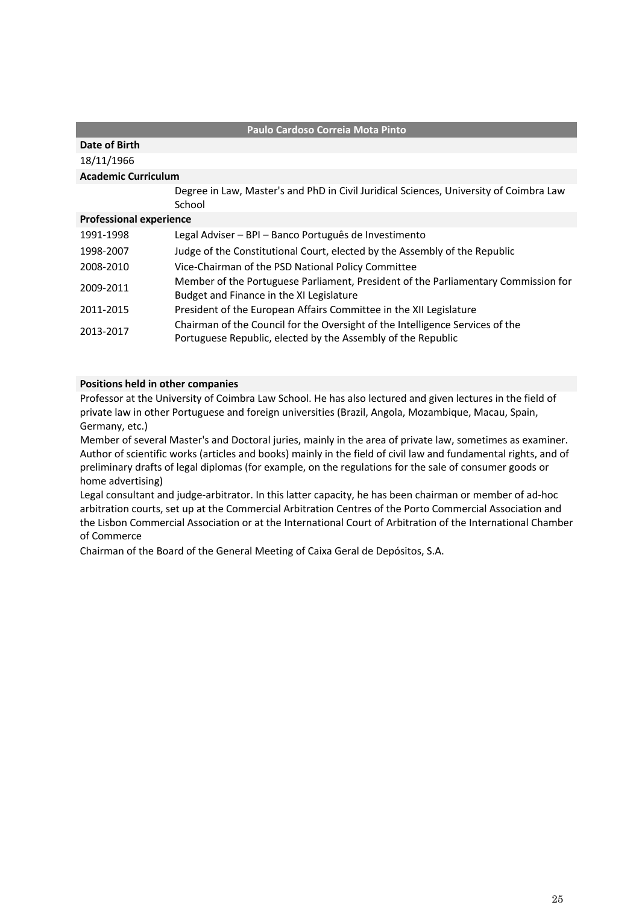## Paulo Cardoso Correia Mota Pinto

**Date of Birth**

18/11/1966

**Academic Curriculum**

Degree in Law, Master's and PhD in Civil Juridical Sciences, University of Coimbra Law School

**Professional experience**

| | |
|---|---|
| 1991-1998 | Legal Adviser – BPI – Banco Português de Investimento |
| 1998-2007 | Judge of the Constitutional Court, elected by the Assembly of the Republic |
| 2008-2010 | Vice-Chairman of the PSD National Policy Committee |
| 2009-2011 | Member of the Portuguese Parliament, President of the Parliamentary Commission for Budget and Finance in the XI Legislature |
| 2011-2015 | President of the European Affairs Committee in the XII Legislature |
| 2013-2017 | Chairman of the Council for the Oversight of the Intelligence Services of the Portuguese Republic, elected by the Assembly of the Republic |

**Positions held in other companies**

Professor at the University of Coimbra Law School. He has also lectured and given lectures in the field of private law in other Portuguese and foreign universities (Brazil, Angola, Mozambique, Macau, Spain, Germany, etc.)

Member of several Master's and Doctoral juries, mainly in the area of private law, sometimes as examiner. Author of scientific works (articles and books) mainly in the field of civil law and fundamental rights, and of preliminary drafts of legal diplomas (for example, on the regulations for the sale of consumer goods or home advertising)

Legal consultant and judge-arbitrator. In this latter capacity, he has been chairman or member of ad-hoc arbitration courts, set up at the Commercial Arbitration Centres of the Porto Commercial Association and the Lisbon Commercial Association or at the International Court of Arbitration of the International Chamber of Commerce

Chairman of the Board of the General Meeting of Caixa Geral de Depósitos, S.A.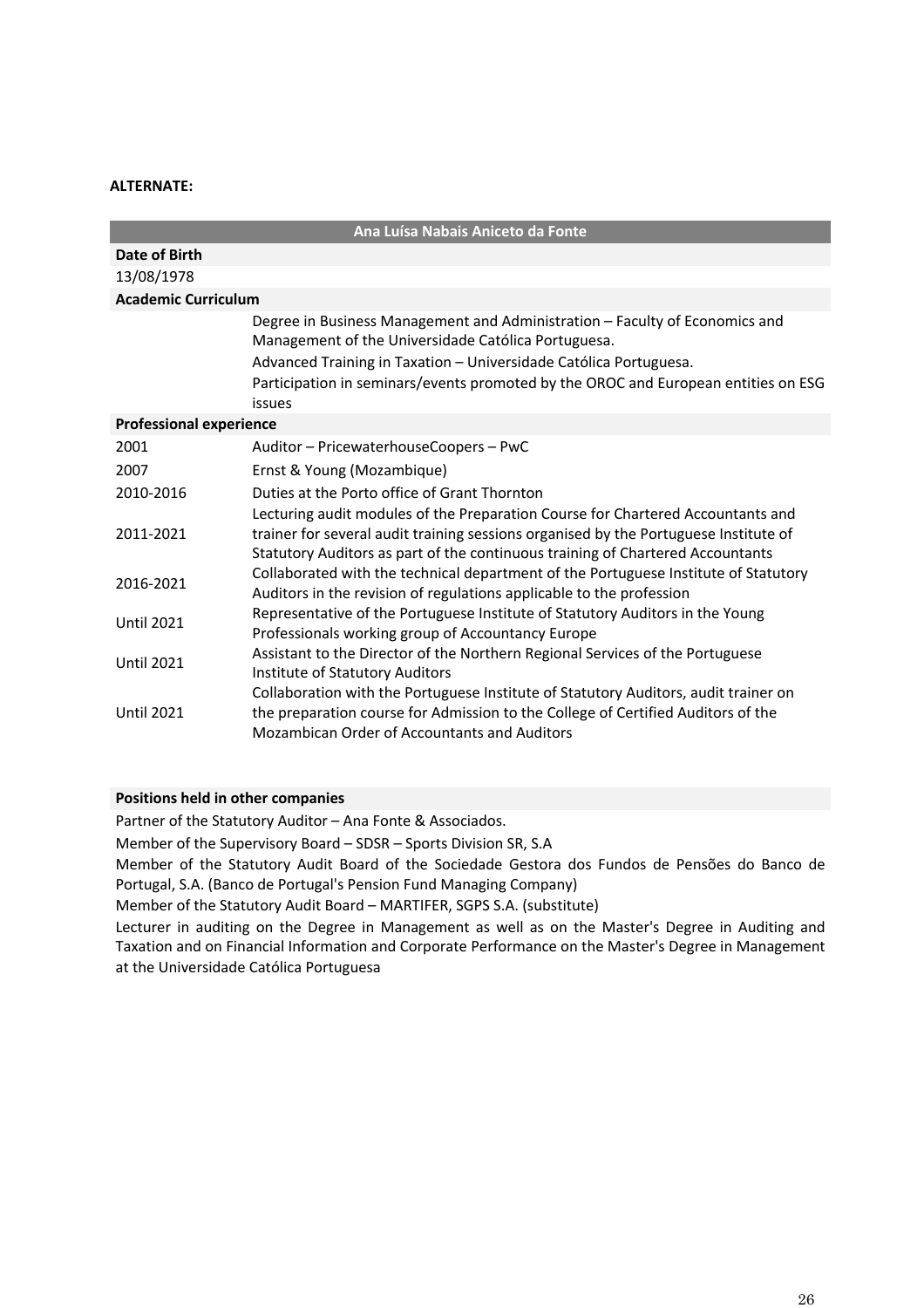**ALTERNATE:**

| Ana Luísa Nabais Aniceto da Fonte | |
|---|---|
| **Date of Birth** | |
| 13/08/1978 | |
| **Academic Curriculum** | |
| | Degree in Business Management and Administration – Faculty of Economics and Management of the Universidade Católica Portuguesa. |
| | Advanced Training in Taxation – Universidade Católica Portuguesa. |
| | Participation in seminars/events promoted by the OROC and European entities on ESG issues |
| **Professional experience** | |
| 2001 | Auditor – PricewaterhouseCoopers – PwC |
| 2007 | Ernst & Young (Mozambique) |
| 2010-2016 | Duties at the Porto office of Grant Thornton |
| 2011-2021 | Lecturing audit modules of the Preparation Course for Chartered Accountants and trainer for several audit training sessions organised by the Portuguese Institute of Statutory Auditors as part of the continuous training of Chartered Accountants |
| 2016-2021 | Collaborated with the technical department of the Portuguese Institute of Statutory Auditors in the revision of regulations applicable to the profession |
| Until 2021 | Representative of the Portuguese Institute of Statutory Auditors in the Young Professionals working group of Accountancy Europe |
| Until 2021 | Assistant to the Director of the Northern Regional Services of the Portuguese Institute of Statutory Auditors |
| Until 2021 | Collaboration with the Portuguese Institute of Statutory Auditors, audit trainer on the preparation course for Admission to the College of Certified Auditors of the Mozambican Order of Accountants and Auditors |

**Positions held in other companies**

Partner of the Statutory Auditor – Ana Fonte & Associados.

Member of the Supervisory Board – SDSR – Sports Division SR, S.A

Member of the Statutory Audit Board of the Sociedade Gestora dos Fundos de Pensões do Banco de Portugal, S.A. (Banco de Portugal's Pension Fund Managing Company)

Member of the Statutory Audit Board – MARTIFER, SGPS S.A. (substitute)

Lecturer in auditing on the Degree in Management as well as on the Master's Degree in Auditing and Taxation and on Financial Information and Corporate Performance on the Master's Degree in Management at the Universidade Católica Portuguesa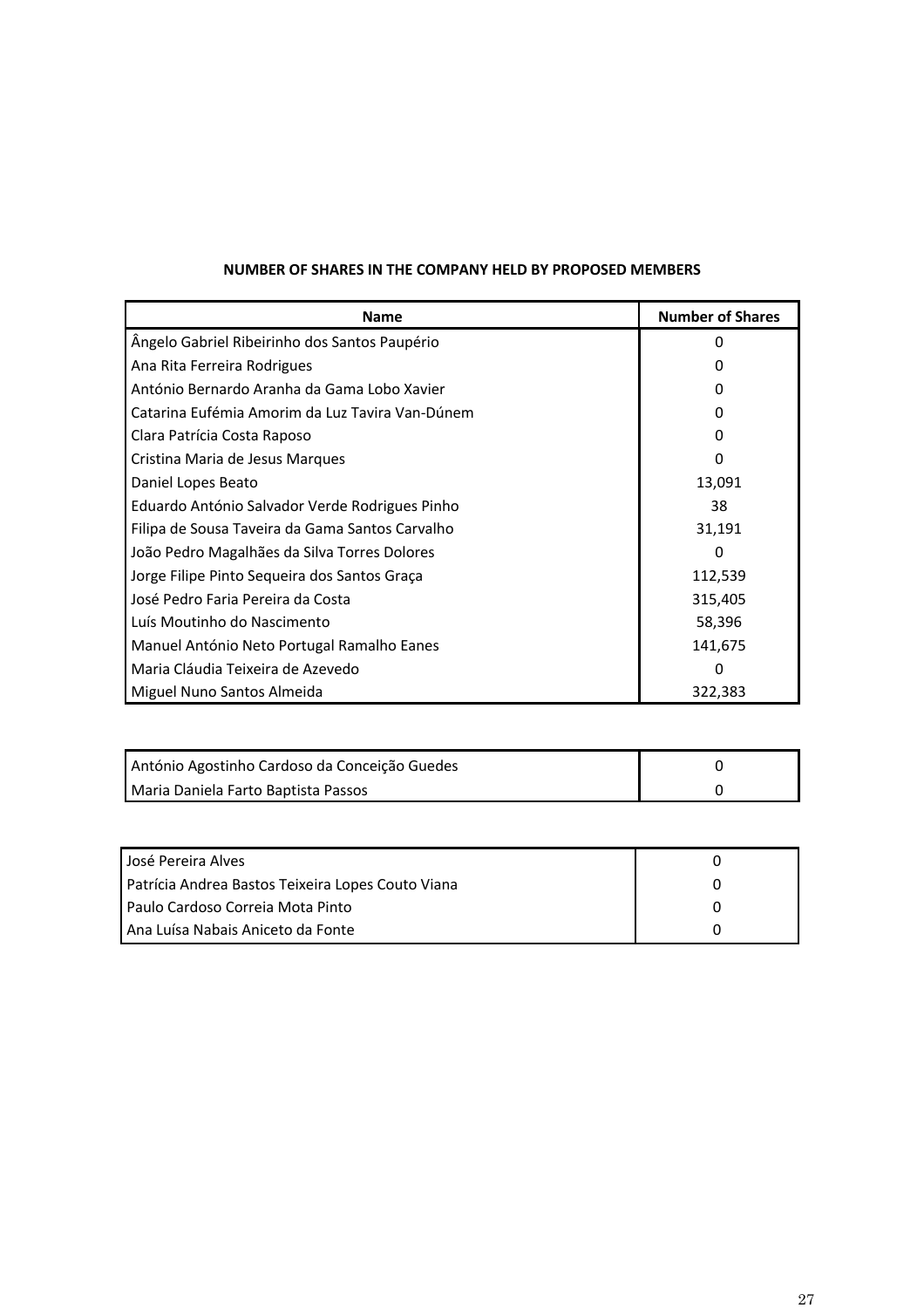**NUMBER OF SHARES IN THE COMPANY HELD BY PROPOSED MEMBERS**

| Name | Number of Shares |
|---|---|
| Ângelo Gabriel Ribeirinho dos Santos Paupério | 0 |
| Ana Rita Ferreira Rodrigues | 0 |
| António Bernardo Aranha da Gama Lobo Xavier | 0 |
| Catarina Eufémia Amorim da Luz Tavira Van-Dúnem | 0 |
| Clara Patrícia Costa Raposo | 0 |
| Cristina Maria de Jesus Marques | 0 |
| Daniel Lopes Beato | 13,091 |
| Eduardo António Salvador Verde Rodrigues Pinho | 38 |
| Filipa de Sousa Taveira da Gama Santos Carvalho | 31,191 |
| João Pedro Magalhães da Silva Torres Dolores | 0 |
| Jorge Filipe Pinto Sequeira dos Santos Graça | 112,539 |
| José Pedro Faria Pereira da Costa | 315,405 |
| Luís Moutinho do Nascimento | 58,396 |
| Manuel António Neto Portugal Ramalho Eanes | 141,675 |
| Maria Cláudia Teixeira de Azevedo | 0 |
| Miguel Nuno Santos Almeida | 322,383 |

| | |
|---|---|
| António Agostinho Cardoso da Conceição Guedes | 0 |
| Maria Daniela Farto Baptista Passos | 0 |

| | |
|---|---|
| José Pereira Alves | 0 |
| Patrícia Andrea Bastos Teixeira Lopes Couto Viana | 0 |
| Paulo Cardoso Correia Mota Pinto | 0 |
| Ana Luísa Nabais Aniceto da Fonte | 0 |